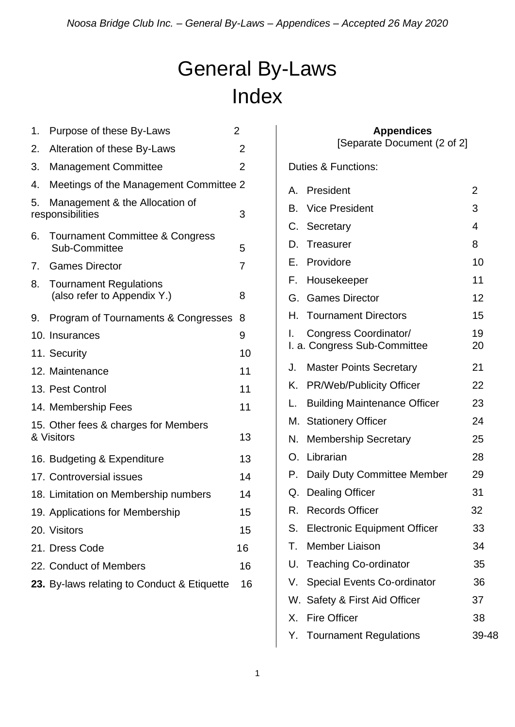# General By-Laws
# Index

| | | |
|---|---|---|
| 1. | Purpose of these By-Laws | 2 |
| 2. | Alteration of these By-Laws | 2 |
| 3. | Management Committee | 2 |
| 4. | Meetings of the Management Committee | 2 |
| 5. | Management & the Allocation of responsibilities | 3 |
| 6. | Tournament Committee & Congress Sub-Committee | 5 |
| 7. | Games Director | 7 |
| 8. | Tournament Regulations (also refer to Appendix Y.) | 8 |
| 9. | Program of Tournaments & Congresses | 8 |
| 10. | Insurances | 9 |
| 11. | Security | 10 |
| 12. | Maintenance | 11 |
| 13. | Pest Control | 11 |
| 14. | Membership Fees | 11 |
| 15. | Other fees & charges for Members & Visitors | 13 |
| 16. | Budgeting & Expenditure | 13 |
| 17. | Controversial issues | 14 |
| 18. | Limitation on Membership numbers | 14 |
| 19. | Applications for Membership | 15 |
| 20. | Visitors | 15 |
| 21. | Dress Code | 16 |
| 22. | Conduct of Members | 16 |
| **23.** | By-laws relating to Conduct & Etiquette | 16 |

**Appendices**
[Separate Document (2 of 2]

Duties & Functions:

| | | |
|---|---|---|
| A. | President | 2 |
| B. | Vice President | 3 |
| C. | Secretary | 4 |
| D. | Treasurer | 8 |
| E. | Providore | 10 |
| F. | Housekeeper | 11 |
| G. | Games Director | 12 |
| H. | Tournament Directors | 15 |
| I. | Congress Coordinator/ | 19 |
| I. a. | Congress Sub-Committee | 20 |
| J. | Master Points Secretary | 21 |
| K. | PR/Web/Publicity Officer | 22 |
| L. | Building Maintenance Officer | 23 |
| M. | Stationery Officer | 24 |
| N. | Membership Secretary | 25 |
| O. | Librarian | 28 |
| P. | Daily Duty Committee Member | 29 |
| Q. | Dealing Officer | 31 |
| R. | Records Officer | 32 |
| S. | Electronic Equipment Officer | 33 |
| T. | Member Liaison | 34 |
| U. | Teaching Co-ordinator | 35 |
| V. | Special Events Co-ordinator | 36 |
| W. | Safety & First Aid Officer | 37 |
| X. | Fire Officer | 38 |
| Y. | Tournament Regulations | 39-48 |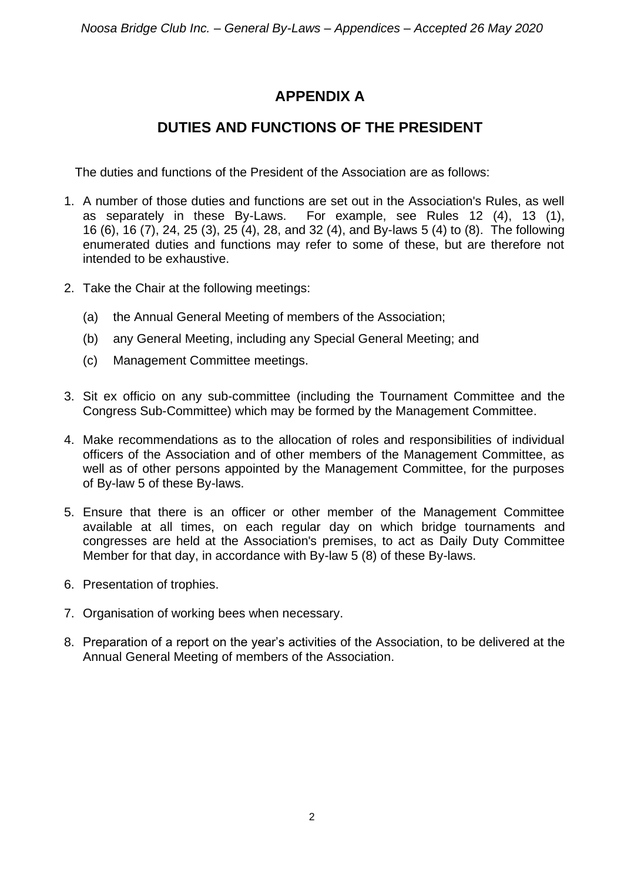# APPENDIX A

## DUTIES AND FUNCTIONS OF THE PRESIDENT

The duties and functions of the President of the Association are as follows:

1. A number of those duties and functions are set out in the Association's Rules, as well as separately in these By-Laws. For example, see Rules 12 (4), 13 (1), 16 (6), 16 (7), 24, 25 (3), 25 (4), 28, and 32 (4), and By-laws 5 (4) to (8). The following enumerated duties and functions may refer to some of these, but are therefore not intended to be exhaustive.

2. Take the Chair at the following meetings:

   (a) the Annual General Meeting of members of the Association;

   (b) any General Meeting, including any Special General Meeting; and

   (c) Management Committee meetings.

3. Sit ex officio on any sub-committee (including the Tournament Committee and the Congress Sub-Committee) which may be formed by the Management Committee.

4. Make recommendations as to the allocation of roles and responsibilities of individual officers of the Association and of other members of the Management Committee, as well as of other persons appointed by the Management Committee, for the purposes of By-law 5 of these By-laws.

5. Ensure that there is an officer or other member of the Management Committee available at all times, on each regular day on which bridge tournaments and congresses are held at the Association's premises, to act as Daily Duty Committee Member for that day, in accordance with By-law 5 (8) of these By-laws.

6. Presentation of trophies.

7. Organisation of working bees when necessary.

8. Preparation of a report on the year's activities of the Association, to be delivered at the Annual General Meeting of members of the Association.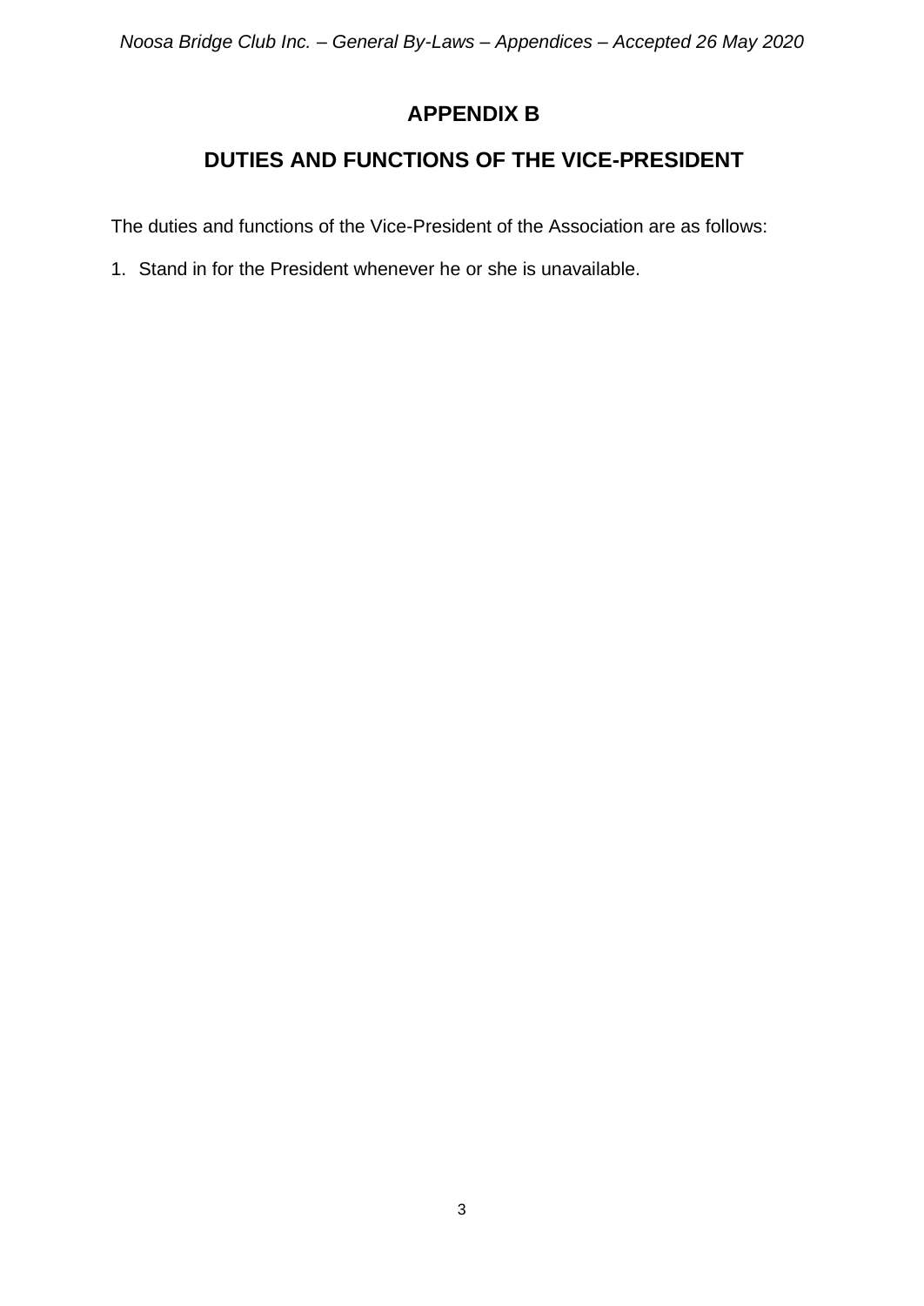# APPENDIX B

## DUTIES AND FUNCTIONS OF THE VICE-PRESIDENT

The duties and functions of the Vice-President of the Association are as follows:

1. Stand in for the President whenever he or she is unavailable.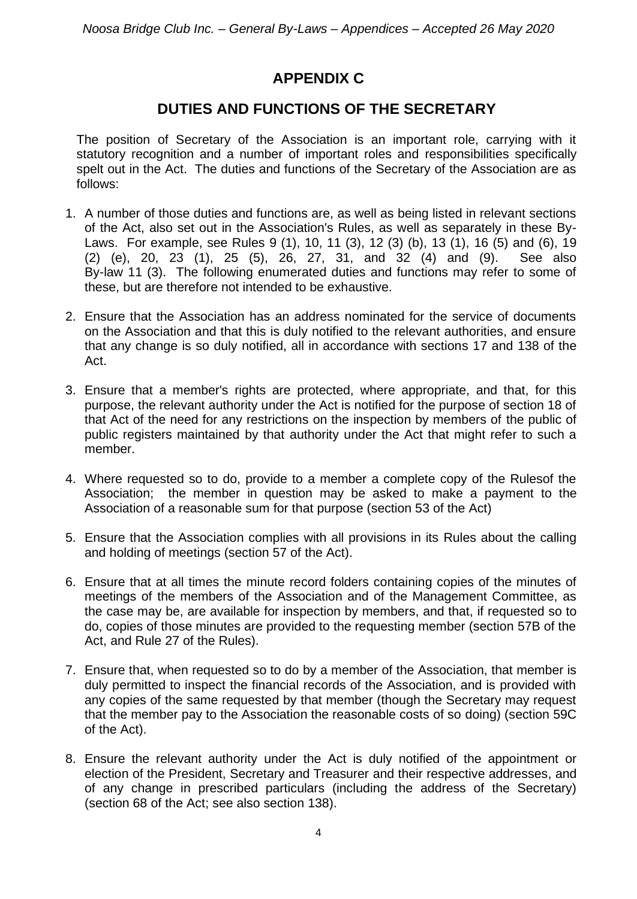## APPENDIX C

## DUTIES AND FUNCTIONS OF THE SECRETARY

The position of Secretary of the Association is an important role, carrying with it statutory recognition and a number of important roles and responsibilities specifically spelt out in the Act. The duties and functions of the Secretary of the Association are as follows:

1. A number of those duties and functions are, as well as being listed in relevant sections of the Act, also set out in the Association's Rules, as well as separately in these By-Laws. For example, see Rules 9 (1), 10, 11 (3), 12 (3) (b), 13 (1), 16 (5) and (6), 19 (2) (e), 20, 23 (1), 25 (5), 26, 27, 31, and 32 (4) and (9). See also By-law 11 (3). The following enumerated duties and functions may refer to some of these, but are therefore not intended to be exhaustive.

2. Ensure that the Association has an address nominated for the service of documents on the Association and that this is duly notified to the relevant authorities, and ensure that any change is so duly notified, all in accordance with sections 17 and 138 of the Act.

3. Ensure that a member's rights are protected, where appropriate, and that, for this purpose, the relevant authority under the Act is notified for the purpose of section 18 of that Act of the need for any restrictions on the inspection by members of the public of public registers maintained by that authority under the Act that might refer to such a member.

4. Where requested so to do, provide to a member a complete copy of the Rulesof the Association; the member in question may be asked to make a payment to the Association of a reasonable sum for that purpose (section 53 of the Act)

5. Ensure that the Association complies with all provisions in its Rules about the calling and holding of meetings (section 57 of the Act).

6. Ensure that at all times the minute record folders containing copies of the minutes of meetings of the members of the Association and of the Management Committee, as the case may be, are available for inspection by members, and that, if requested so to do, copies of those minutes are provided to the requesting member (section 57B of the Act, and Rule 27 of the Rules).

7. Ensure that, when requested so to do by a member of the Association, that member is duly permitted to inspect the financial records of the Association, and is provided with any copies of the same requested by that member (though the Secretary may request that the member pay to the Association the reasonable costs of so doing) (section 59C of the Act).

8. Ensure the relevant authority under the Act is duly notified of the appointment or election of the President, Secretary and Treasurer and their respective addresses, and of any change in prescribed particulars (including the address of the Secretary) (section 68 of the Act; see also section 138).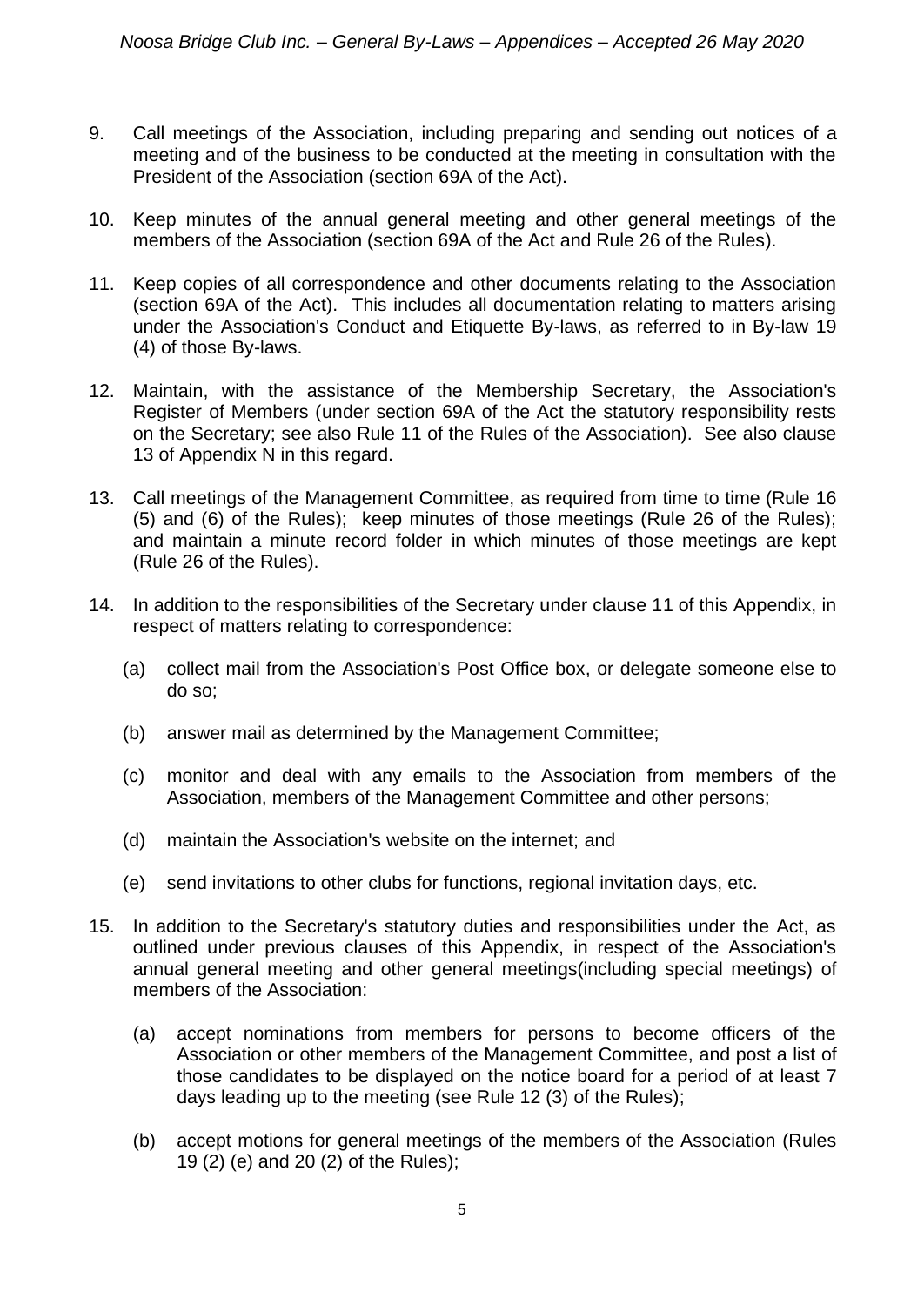9. Call meetings of the Association, including preparing and sending out notices of a meeting and of the business to be conducted at the meeting in consultation with the President of the Association (section 69A of the Act).

10. Keep minutes of the annual general meeting and other general meetings of the members of the Association (section 69A of the Act and Rule 26 of the Rules).

11. Keep copies of all correspondence and other documents relating to the Association (section 69A of the Act). This includes all documentation relating to matters arising under the Association's Conduct and Etiquette By-laws, as referred to in By-law 19 (4) of those By-laws.

12. Maintain, with the assistance of the Membership Secretary, the Association's Register of Members (under section 69A of the Act the statutory responsibility rests on the Secretary; see also Rule 11 of the Rules of the Association). See also clause 13 of Appendix N in this regard.

13. Call meetings of the Management Committee, as required from time to time (Rule 16 (5) and (6) of the Rules); keep minutes of those meetings (Rule 26 of the Rules); and maintain a minute record folder in which minutes of those meetings are kept (Rule 26 of the Rules).

14. In addition to the responsibilities of the Secretary under clause 11 of this Appendix, in respect of matters relating to correspondence:

    (a) collect mail from the Association's Post Office box, or delegate someone else to do so;

    (b) answer mail as determined by the Management Committee;

    (c) monitor and deal with any emails to the Association from members of the Association, members of the Management Committee and other persons;

    (d) maintain the Association's website on the internet; and

    (e) send invitations to other clubs for functions, regional invitation days, etc.

15. In addition to the Secretary's statutory duties and responsibilities under the Act, as outlined under previous clauses of this Appendix, in respect of the Association's annual general meeting and other general meetings(including special meetings) of members of the Association:

    (a) accept nominations from members for persons to become officers of the Association or other members of the Management Committee, and post a list of those candidates to be displayed on the notice board for a period of at least 7 days leading up to the meeting (see Rule 12 (3) of the Rules);

    (b) accept motions for general meetings of the members of the Association (Rules 19 (2) (e) and 20 (2) of the Rules);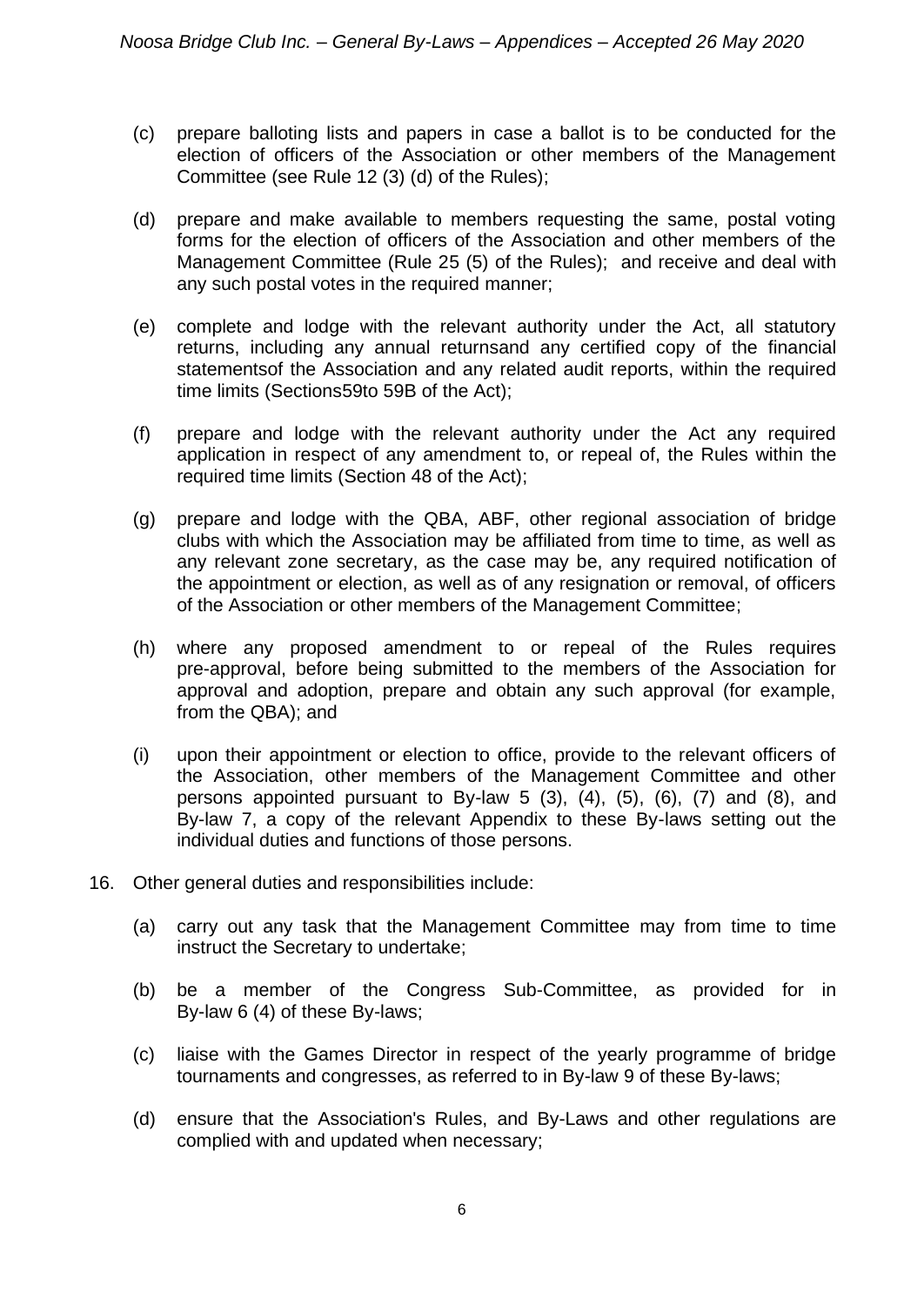(c) prepare balloting lists and papers in case a ballot is to be conducted for the election of officers of the Association or other members of the Management Committee (see Rule 12 (3) (d) of the Rules);

(d) prepare and make available to members requesting the same, postal voting forms for the election of officers of the Association and other members of the Management Committee (Rule 25 (5) of the Rules); and receive and deal with any such postal votes in the required manner;

(e) complete and lodge with the relevant authority under the Act, all statutory returns, including any annual returnsand any certified copy of the financial statementsof the Association and any related audit reports, within the required time limits (Sections59to 59B of the Act);

(f) prepare and lodge with the relevant authority under the Act any required application in respect of any amendment to, or repeal of, the Rules within the required time limits (Section 48 of the Act);

(g) prepare and lodge with the QBA, ABF, other regional association of bridge clubs with which the Association may be affiliated from time to time, as well as any relevant zone secretary, as the case may be, any required notification of the appointment or election, as well as of any resignation or removal, of officers of the Association or other members of the Management Committee;

(h) where any proposed amendment to or repeal of the Rules requires pre-approval, before being submitted to the members of the Association for approval and adoption, prepare and obtain any such approval (for example, from the QBA); and

(i) upon their appointment or election to office, provide to the relevant officers of the Association, other members of the Management Committee and other persons appointed pursuant to By-law 5 (3), (4), (5), (6), (7) and (8), and By-law 7, a copy of the relevant Appendix to these By-laws setting out the individual duties and functions of those persons.

16. Other general duties and responsibilities include:

(a) carry out any task that the Management Committee may from time to time instruct the Secretary to undertake;

(b) be a member of the Congress Sub-Committee, as provided for in By-law 6 (4) of these By-laws;

(c) liaise with the Games Director in respect of the yearly programme of bridge tournaments and congresses, as referred to in By-law 9 of these By-laws;

(d) ensure that the Association's Rules, and By-Laws and other regulations are complied with and updated when necessary;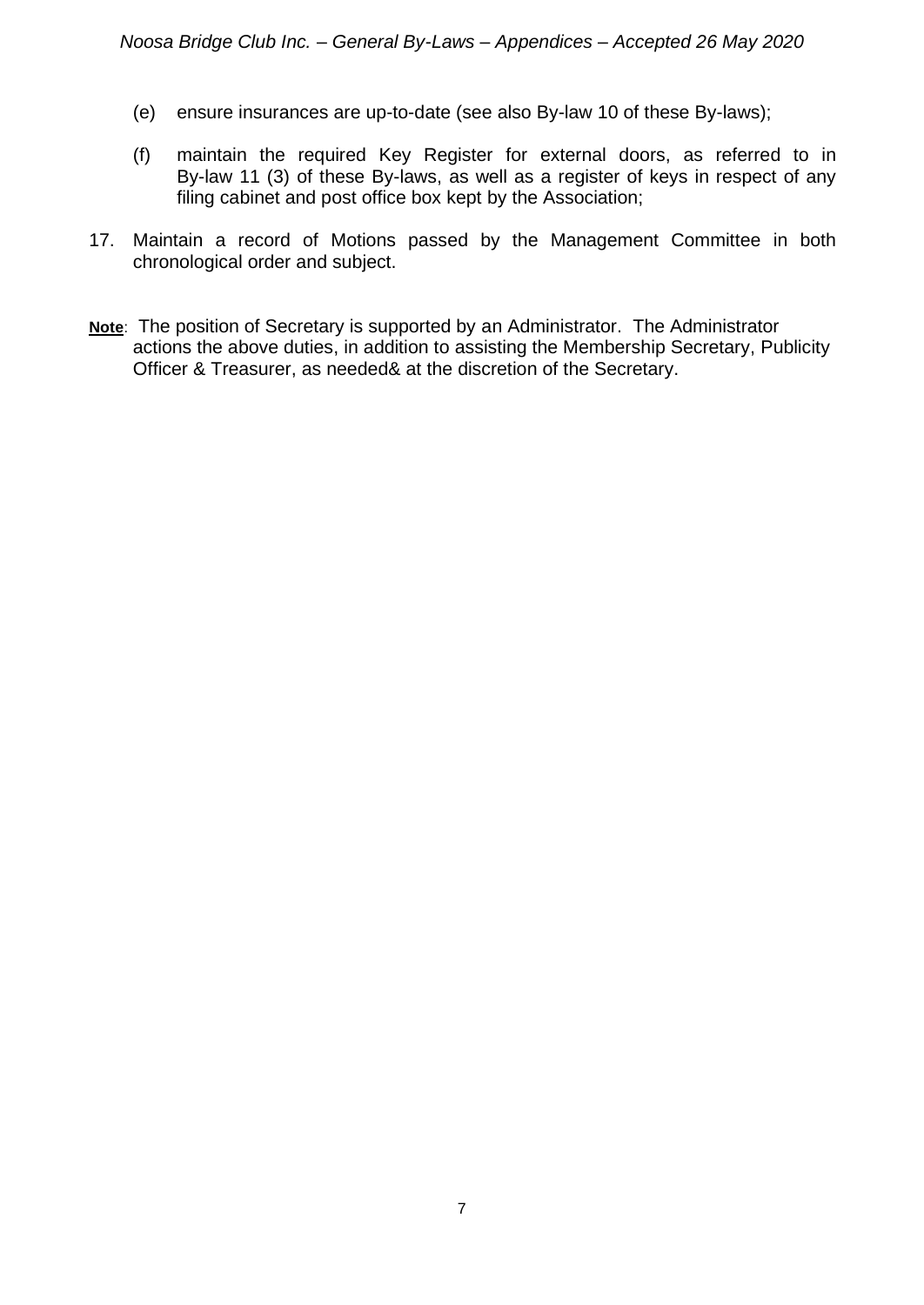(e) ensure insurances are up-to-date (see also By-law 10 of these By-laws);

(f) maintain the required Key Register for external doors, as referred to in By-law 11 (3) of these By-laws, as well as a register of keys in respect of any filing cabinet and post office box kept by the Association;

17. Maintain a record of Motions passed by the Management Committee in both chronological order and subject.

**<u>Note</u>**: The position of Secretary is supported by an Administrator. The Administrator actions the above duties, in addition to assisting the Membership Secretary, Publicity Officer & Treasurer, as needed& at the discretion of the Secretary.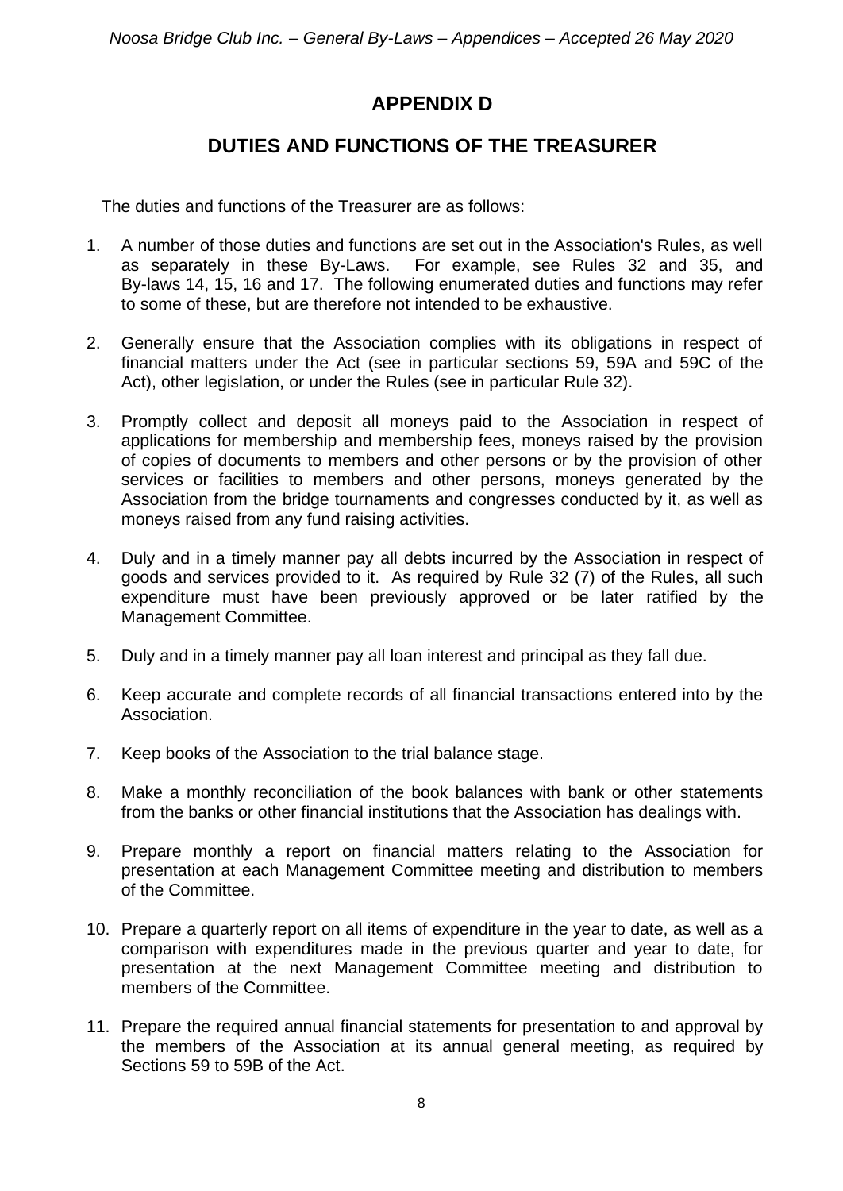# APPENDIX D

## DUTIES AND FUNCTIONS OF THE TREASURER

The duties and functions of the Treasurer are as follows:

1. A number of those duties and functions are set out in the Association's Rules, as well as separately in these By-Laws. For example, see Rules 32 and 35, and By-laws 14, 15, 16 and 17. The following enumerated duties and functions may refer to some of these, but are therefore not intended to be exhaustive.
2. Generally ensure that the Association complies with its obligations in respect of financial matters under the Act (see in particular sections 59, 59A and 59C of the Act), other legislation, or under the Rules (see in particular Rule 32).
3. Promptly collect and deposit all moneys paid to the Association in respect of applications for membership and membership fees, moneys raised by the provision of copies of documents to members and other persons or by the provision of other services or facilities to members and other persons, moneys generated by the Association from the bridge tournaments and congresses conducted by it, as well as moneys raised from any fund raising activities.
4. Duly and in a timely manner pay all debts incurred by the Association in respect of goods and services provided to it. As required by Rule 32 (7) of the Rules, all such expenditure must have been previously approved or be later ratified by the Management Committee.
5. Duly and in a timely manner pay all loan interest and principal as they fall due.
6. Keep accurate and complete records of all financial transactions entered into by the Association.
7. Keep books of the Association to the trial balance stage.
8. Make a monthly reconciliation of the book balances with bank or other statements from the banks or other financial institutions that the Association has dealings with.
9. Prepare monthly a report on financial matters relating to the Association for presentation at each Management Committee meeting and distribution to members of the Committee.
10. Prepare a quarterly report on all items of expenditure in the year to date, as well as a comparison with expenditures made in the previous quarter and year to date, for presentation at the next Management Committee meeting and distribution to members of the Committee.
11. Prepare the required annual financial statements for presentation to and approval by the members of the Association at its annual general meeting, as required by Sections 59 to 59B of the Act.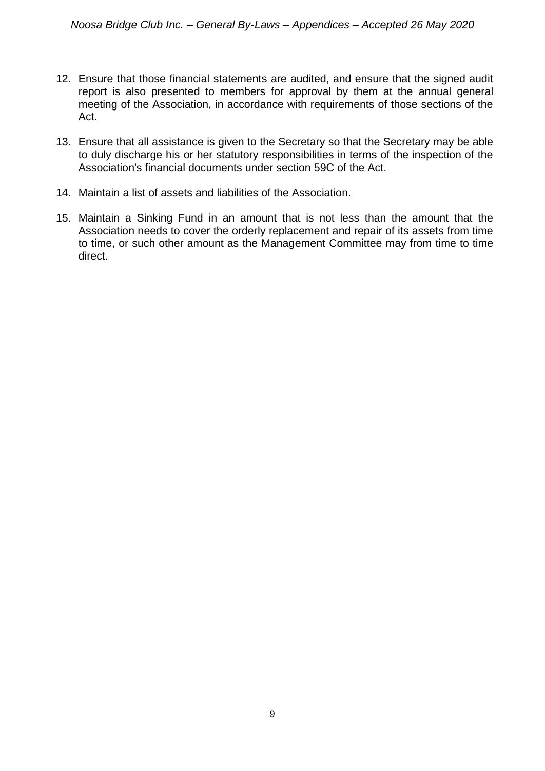12. Ensure that those financial statements are audited, and ensure that the signed audit report is also presented to members for approval by them at the annual general meeting of the Association, in accordance with requirements of those sections of the Act.

13. Ensure that all assistance is given to the Secretary so that the Secretary may be able to duly discharge his or her statutory responsibilities in terms of the inspection of the Association's financial documents under section 59C of the Act.

14. Maintain a list of assets and liabilities of the Association.

15. Maintain a Sinking Fund in an amount that is not less than the amount that the Association needs to cover the orderly replacement and repair of its assets from time to time, or such other amount as the Management Committee may from time to time direct.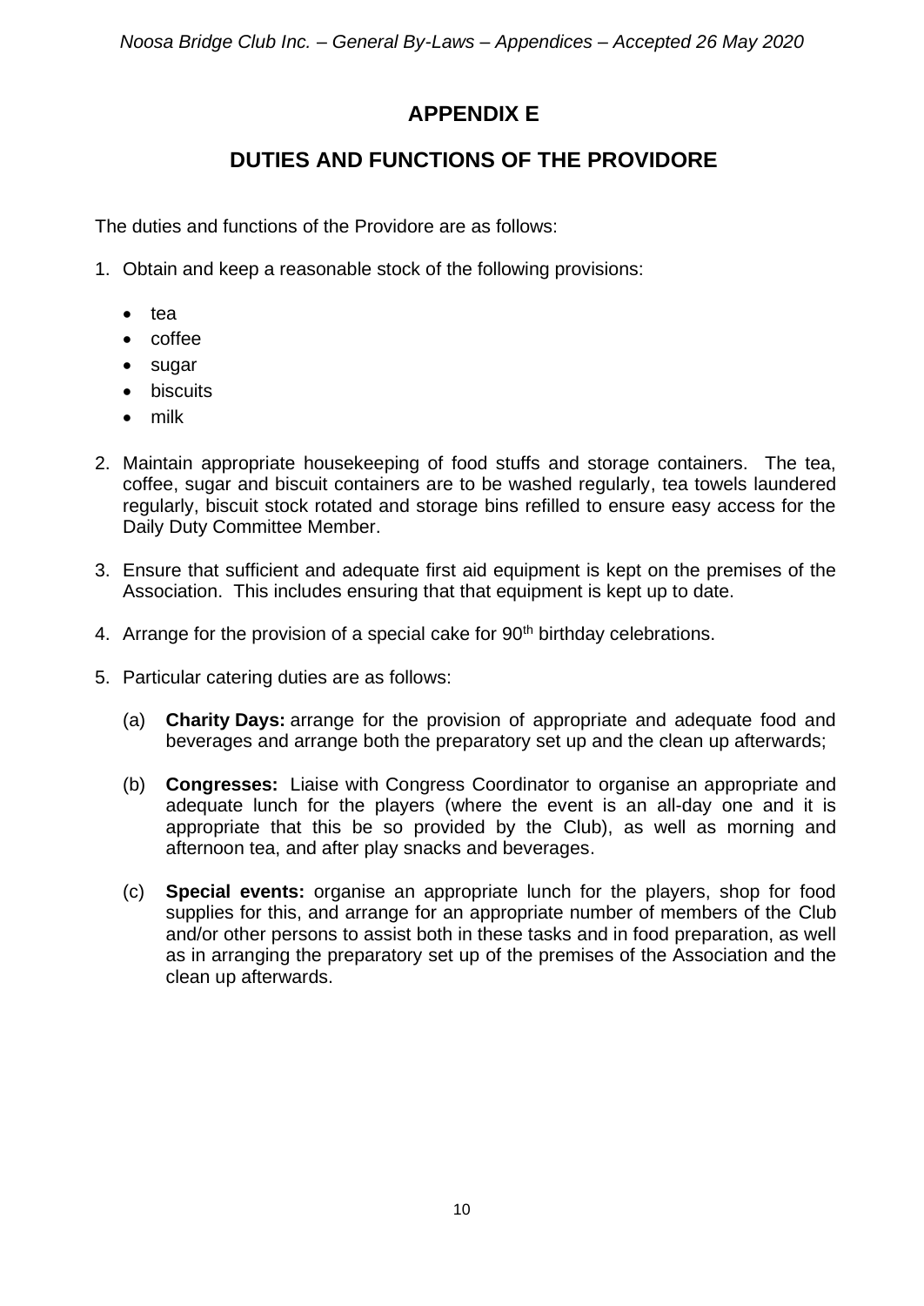# APPENDIX E

## DUTIES AND FUNCTIONS OF THE PROVIDORE

The duties and functions of the Providore are as follows:

1. Obtain and keep a reasonable stock of the following provisions:

   - tea
   - coffee
   - sugar
   - biscuits
   - milk

2. Maintain appropriate housekeeping of food stuffs and storage containers. The tea, coffee, sugar and biscuit containers are to be washed regularly, tea towels laundered regularly, biscuit stock rotated and storage bins refilled to ensure easy access for the Daily Duty Committee Member.

3. Ensure that sufficient and adequate first aid equipment is kept on the premises of the Association. This includes ensuring that that equipment is kept up to date.

4. Arrange for the provision of a special cake for 90th birthday celebrations.

5. Particular catering duties are as follows:

   (a) **Charity Days:** arrange for the provision of appropriate and adequate food and beverages and arrange both the preparatory set up and the clean up afterwards;

   (b) **Congresses:** Liaise with Congress Coordinator to organise an appropriate and adequate lunch for the players (where the event is an all-day one and it is appropriate that this be so provided by the Club), as well as morning and afternoon tea, and after play snacks and beverages.

   (c) **Special events:** organise an appropriate lunch for the players, shop for food supplies for this, and arrange for an appropriate number of members of the Club and/or other persons to assist both in these tasks and in food preparation, as well as in arranging the preparatory set up of the premises of the Association and the clean up afterwards.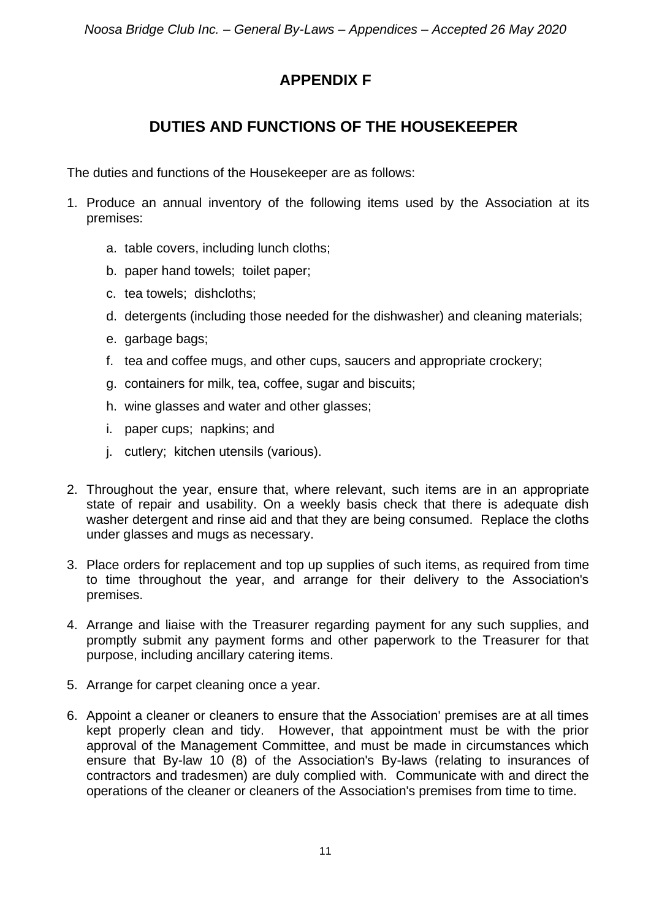# APPENDIX F

## DUTIES AND FUNCTIONS OF THE HOUSEKEEPER

The duties and functions of the Housekeeper are as follows:

1. Produce an annual inventory of the following items used by the Association at its premises:

    a. table covers, including lunch cloths;

    b. paper hand towels; toilet paper;

    c. tea towels; dishcloths;

    d. detergents (including those needed for the dishwasher) and cleaning materials;

    e. garbage bags;

    f. tea and coffee mugs, and other cups, saucers and appropriate crockery;

    g. containers for milk, tea, coffee, sugar and biscuits;

    h. wine glasses and water and other glasses;

    i. paper cups; napkins; and

    j. cutlery; kitchen utensils (various).

2. Throughout the year, ensure that, where relevant, such items are in an appropriate state of repair and usability. On a weekly basis check that there is adequate dish washer detergent and rinse aid and that they are being consumed. Replace the cloths under glasses and mugs as necessary.

3. Place orders for replacement and top up supplies of such items, as required from time to time throughout the year, and arrange for their delivery to the Association's premises.

4. Arrange and liaise with the Treasurer regarding payment for any such supplies, and promptly submit any payment forms and other paperwork to the Treasurer for that purpose, including ancillary catering items.

5. Arrange for carpet cleaning once a year.

6. Appoint a cleaner or cleaners to ensure that the Association' premises are at all times kept properly clean and tidy. However, that appointment must be with the prior approval of the Management Committee, and must be made in circumstances which ensure that By-law 10 (8) of the Association's By-laws (relating to insurances of contractors and tradesmen) are duly complied with. Communicate with and direct the operations of the cleaner or cleaners of the Association's premises from time to time.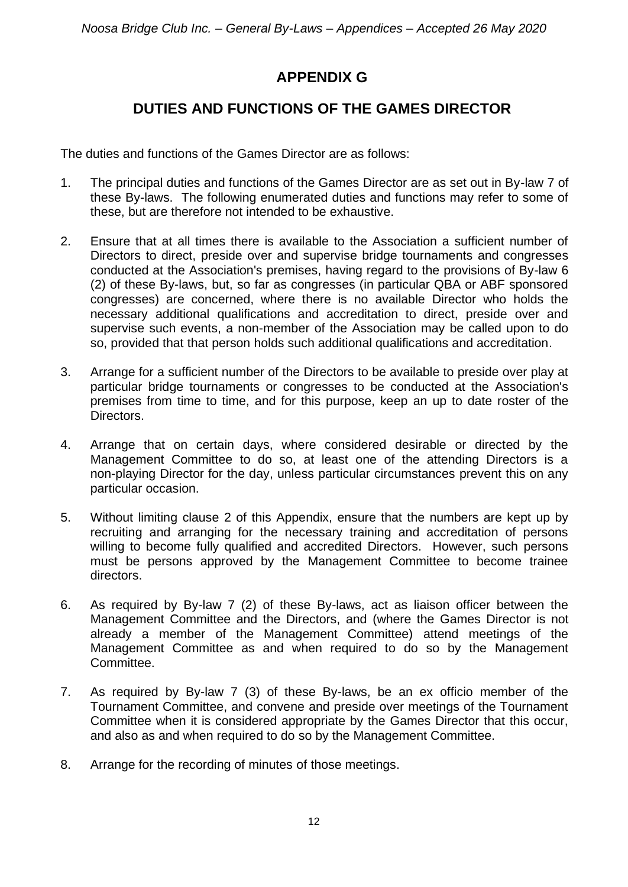# APPENDIX G

## DUTIES AND FUNCTIONS OF THE GAMES DIRECTOR

The duties and functions of the Games Director are as follows:

1. The principal duties and functions of the Games Director are as set out in By-law 7 of these By-laws. The following enumerated duties and functions may refer to some of these, but are therefore not intended to be exhaustive.

2. Ensure that at all times there is available to the Association a sufficient number of Directors to direct, preside over and supervise bridge tournaments and congresses conducted at the Association's premises, having regard to the provisions of By-law 6 (2) of these By-laws, but, so far as congresses (in particular QBA or ABF sponsored congresses) are concerned, where there is no available Director who holds the necessary additional qualifications and accreditation to direct, preside over and supervise such events, a non-member of the Association may be called upon to do so, provided that that person holds such additional qualifications and accreditation.

3. Arrange for a sufficient number of the Directors to be available to preside over play at particular bridge tournaments or congresses to be conducted at the Association's premises from time to time, and for this purpose, keep an up to date roster of the Directors.

4. Arrange that on certain days, where considered desirable or directed by the Management Committee to do so, at least one of the attending Directors is a non-playing Director for the day, unless particular circumstances prevent this on any particular occasion.

5. Without limiting clause 2 of this Appendix, ensure that the numbers are kept up by recruiting and arranging for the necessary training and accreditation of persons willing to become fully qualified and accredited Directors. However, such persons must be persons approved by the Management Committee to become trainee directors.

6. As required by By-law 7 (2) of these By-laws, act as liaison officer between the Management Committee and the Directors, and (where the Games Director is not already a member of the Management Committee) attend meetings of the Management Committee as and when required to do so by the Management Committee.

7. As required by By-law 7 (3) of these By-laws, be an ex officio member of the Tournament Committee, and convene and preside over meetings of the Tournament Committee when it is considered appropriate by the Games Director that this occur, and also as and when required to do so by the Management Committee.

8. Arrange for the recording of minutes of those meetings.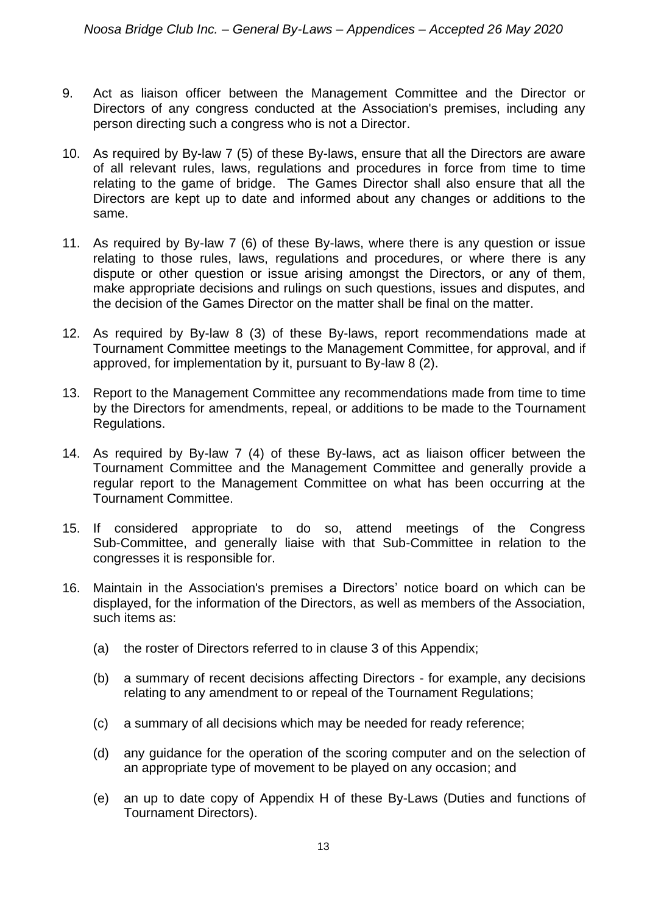9. Act as liaison officer between the Management Committee and the Director or Directors of any congress conducted at the Association's premises, including any person directing such a congress who is not a Director.

10. As required by By-law 7 (5) of these By-laws, ensure that all the Directors are aware of all relevant rules, laws, regulations and procedures in force from time to time relating to the game of bridge. The Games Director shall also ensure that all the Directors are kept up to date and informed about any changes or additions to the same.

11. As required by By-law 7 (6) of these By-laws, where there is any question or issue relating to those rules, laws, regulations and procedures, or where there is any dispute or other question or issue arising amongst the Directors, or any of them, make appropriate decisions and rulings on such questions, issues and disputes, and the decision of the Games Director on the matter shall be final on the matter.

12. As required by By-law 8 (3) of these By-laws, report recommendations made at Tournament Committee meetings to the Management Committee, for approval, and if approved, for implementation by it, pursuant to By-law 8 (2).

13. Report to the Management Committee any recommendations made from time to time by the Directors for amendments, repeal, or additions to be made to the Tournament Regulations.

14. As required by By-law 7 (4) of these By-laws, act as liaison officer between the Tournament Committee and the Management Committee and generally provide a regular report to the Management Committee on what has been occurring at the Tournament Committee.

15. If considered appropriate to do so, attend meetings of the Congress Sub-Committee, and generally liaise with that Sub-Committee in relation to the congresses it is responsible for.

16. Maintain in the Association's premises a Directors' notice board on which can be displayed, for the information of the Directors, as well as members of the Association, such items as:

    (a) the roster of Directors referred to in clause 3 of this Appendix;

    (b) a summary of recent decisions affecting Directors - for example, any decisions relating to any amendment to or repeal of the Tournament Regulations;

    (c) a summary of all decisions which may be needed for ready reference;

    (d) any guidance for the operation of the scoring computer and on the selection of an appropriate type of movement to be played on any occasion; and

    (e) an up to date copy of Appendix H of these By-Laws (Duties and functions of Tournament Directors).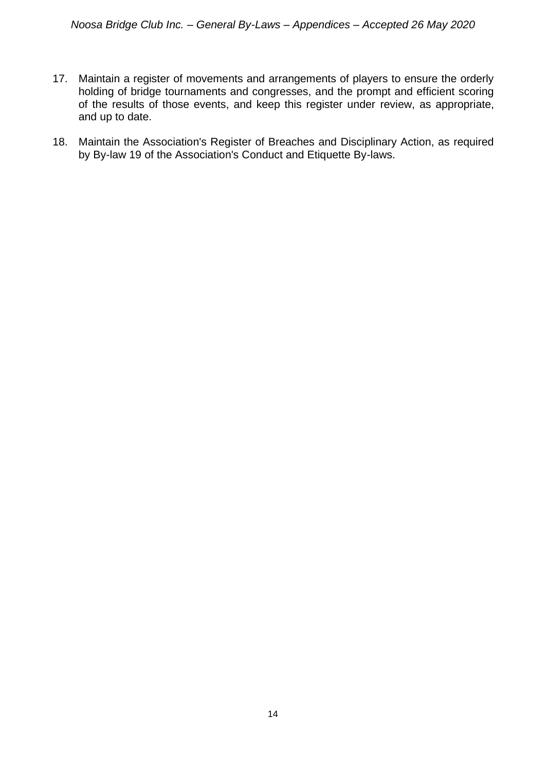17. Maintain a register of movements and arrangements of players to ensure the orderly holding of bridge tournaments and congresses, and the prompt and efficient scoring of the results of those events, and keep this register under review, as appropriate, and up to date.

18. Maintain the Association's Register of Breaches and Disciplinary Action, as required by By-law 19 of the Association's Conduct and Etiquette By-laws.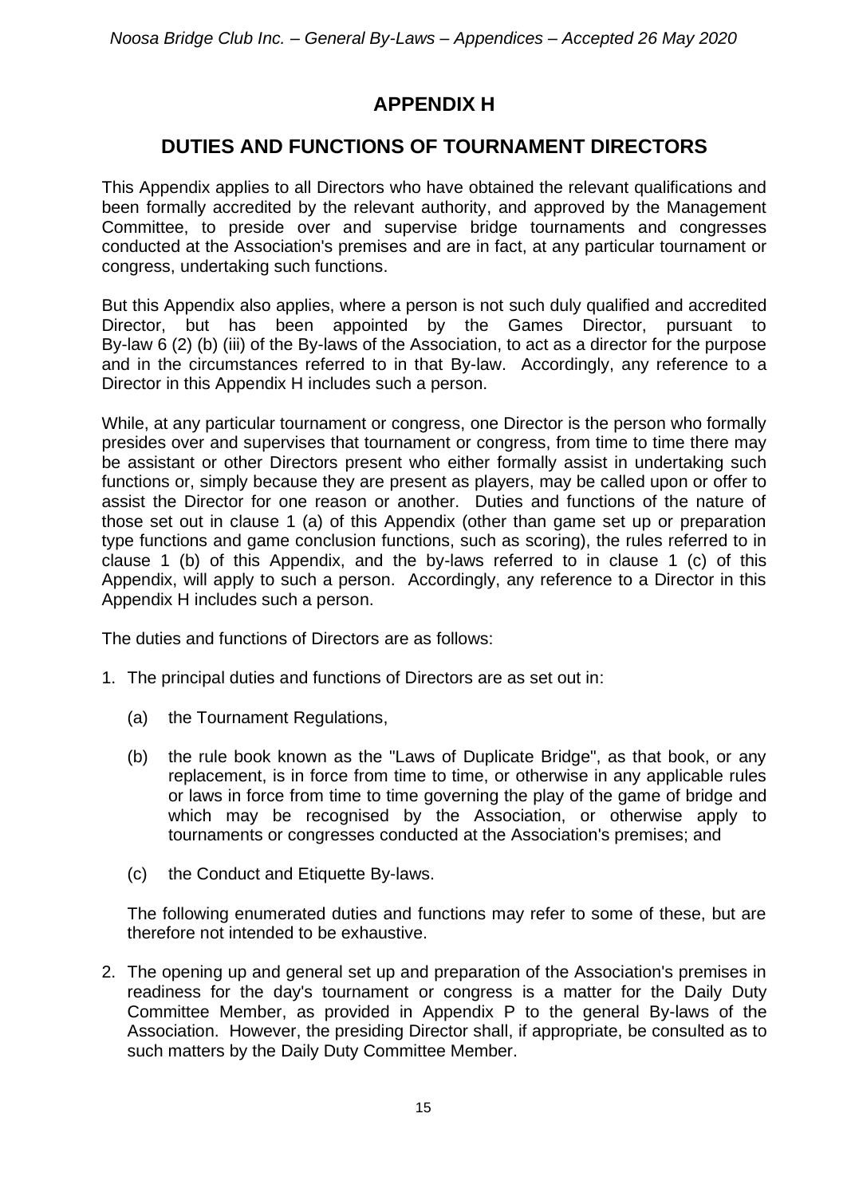# APPENDIX H

## DUTIES AND FUNCTIONS OF TOURNAMENT DIRECTORS

This Appendix applies to all Directors who have obtained the relevant qualifications and been formally accredited by the relevant authority, and approved by the Management Committee, to preside over and supervise bridge tournaments and congresses conducted at the Association's premises and are in fact, at any particular tournament or congress, undertaking such functions.

But this Appendix also applies, where a person is not such duly qualified and accredited Director, but has been appointed by the Games Director, pursuant to By-law 6 (2) (b) (iii) of the By-laws of the Association, to act as a director for the purpose and in the circumstances referred to in that By-law. Accordingly, any reference to a Director in this Appendix H includes such a person.

While, at any particular tournament or congress, one Director is the person who formally presides over and supervises that tournament or congress, from time to time there may be assistant or other Directors present who either formally assist in undertaking such functions or, simply because they are present as players, may be called upon or offer to assist the Director for one reason or another. Duties and functions of the nature of those set out in clause 1 (a) of this Appendix (other than game set up or preparation type functions and game conclusion functions, such as scoring), the rules referred to in clause 1 (b) of this Appendix, and the by-laws referred to in clause 1 (c) of this Appendix, will apply to such a person. Accordingly, any reference to a Director in this Appendix H includes such a person.

The duties and functions of Directors are as follows:

1. The principal duties and functions of Directors are as set out in:

   (a) the Tournament Regulations,

   (b) the rule book known as the "Laws of Duplicate Bridge", as that book, or any replacement, is in force from time to time, or otherwise in any applicable rules or laws in force from time to time governing the play of the game of bridge and which may be recognised by the Association, or otherwise apply to tournaments or congresses conducted at the Association's premises; and

   (c) the Conduct and Etiquette By-laws.

   The following enumerated duties and functions may refer to some of these, but are therefore not intended to be exhaustive.

2. The opening up and general set up and preparation of the Association's premises in readiness for the day's tournament or congress is a matter for the Daily Duty Committee Member, as provided in Appendix P to the general By-laws of the Association. However, the presiding Director shall, if appropriate, be consulted as to such matters by the Daily Duty Committee Member.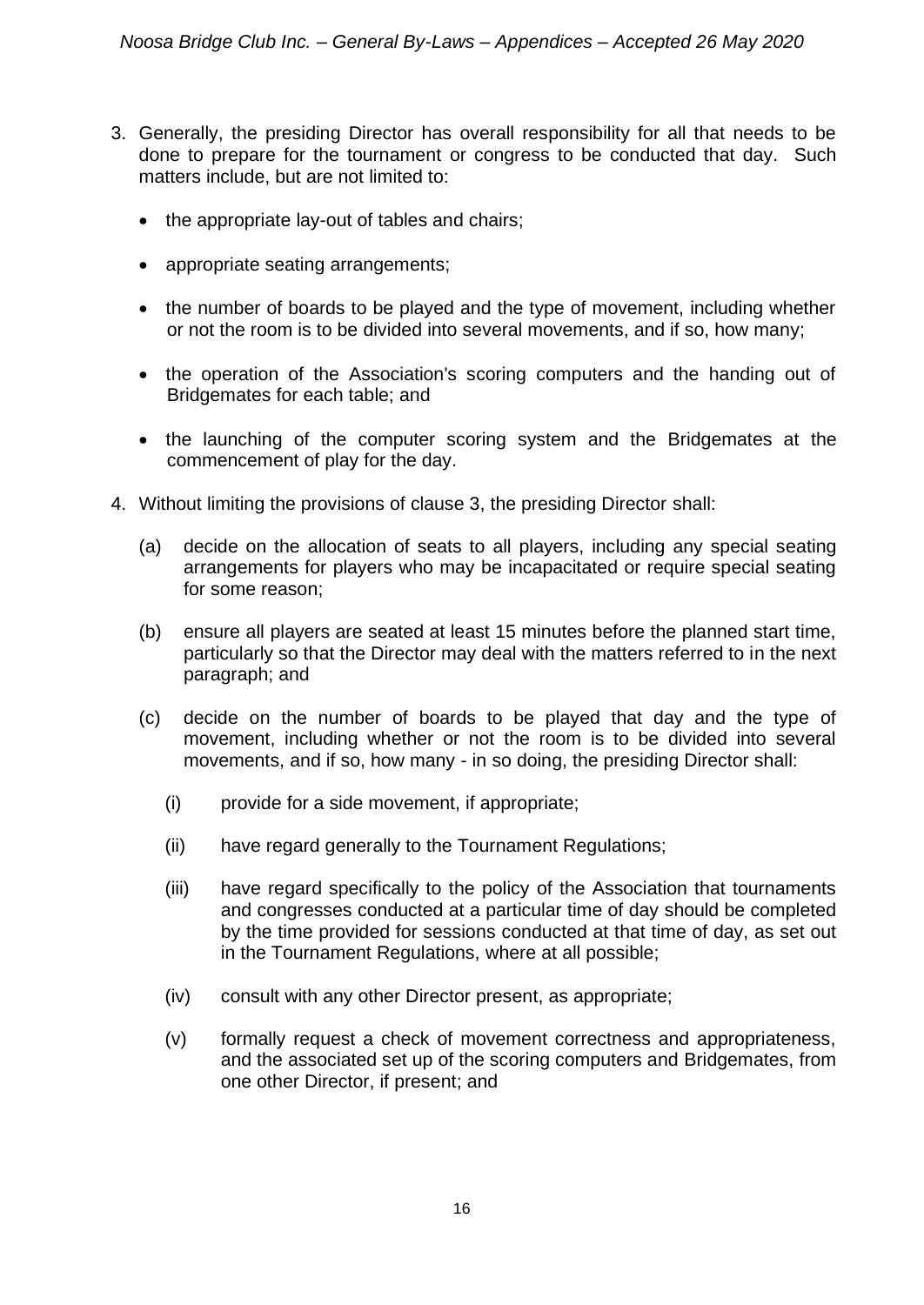3. Generally, the presiding Director has overall responsibility for all that needs to be done to prepare for the tournament or congress to be conducted that day. Such matters include, but are not limited to:

   - the appropriate lay-out of tables and chairs;
   - appropriate seating arrangements;
   - the number of boards to be played and the type of movement, including whether or not the room is to be divided into several movements, and if so, how many;
   - the operation of the Association's scoring computers and the handing out of Bridgemates for each table; and
   - the launching of the computer scoring system and the Bridgemates at the commencement of play for the day.

4. Without limiting the provisions of clause 3, the presiding Director shall:

   (a) decide on the allocation of seats to all players, including any special seating arrangements for players who may be incapacitated or require special seating for some reason;

   (b) ensure all players are seated at least 15 minutes before the planned start time, particularly so that the Director may deal with the matters referred to in the next paragraph; and

   (c) decide on the number of boards to be played that day and the type of movement, including whether or not the room is to be divided into several movements, and if so, how many - in so doing, the presiding Director shall:

      (i) provide for a side movement, if appropriate;

      (ii) have regard generally to the Tournament Regulations;

      (iii) have regard specifically to the policy of the Association that tournaments and congresses conducted at a particular time of day should be completed by the time provided for sessions conducted at that time of day, as set out in the Tournament Regulations, where at all possible;

      (iv) consult with any other Director present, as appropriate;

      (v) formally request a check of movement correctness and appropriateness, and the associated set up of the scoring computers and Bridgemates, from one other Director, if present; and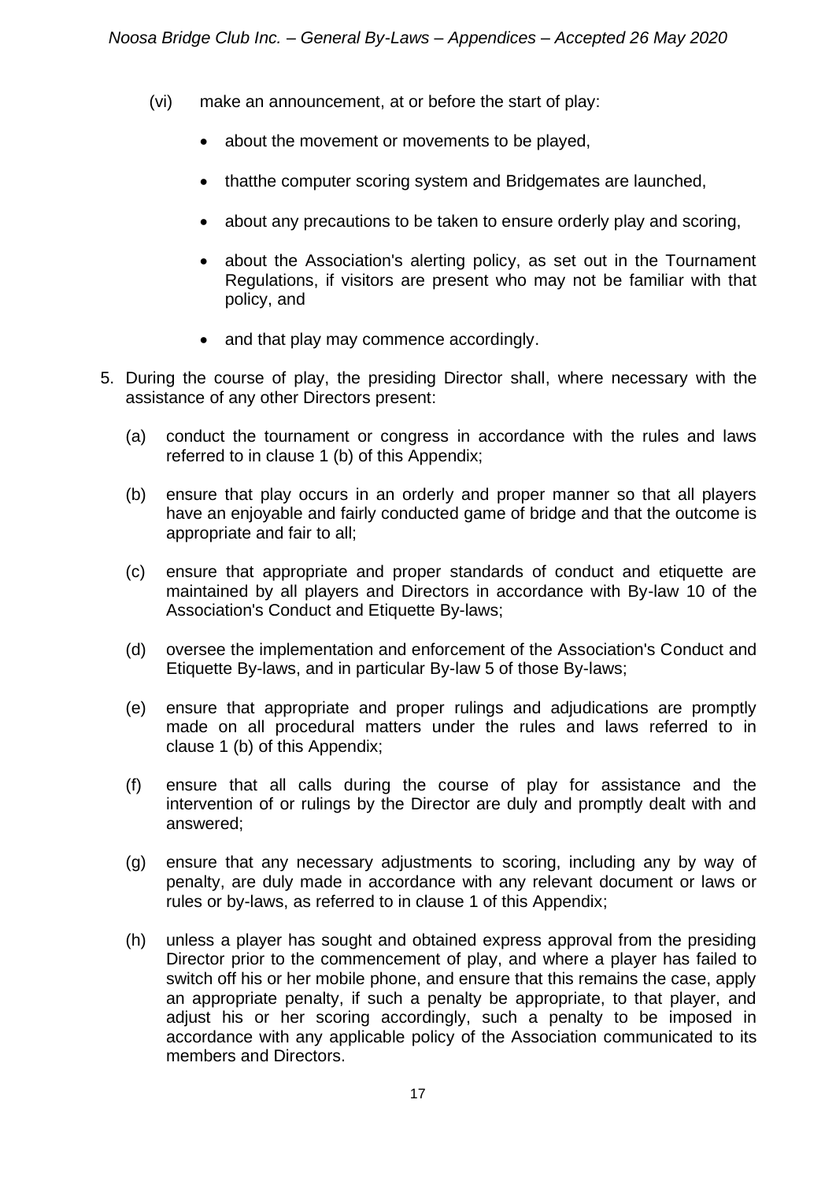(vi) make an announcement, at or before the start of play:

- about the movement or movements to be played,
- thatthe computer scoring system and Bridgemates are launched,
- about any precautions to be taken to ensure orderly play and scoring,
- about the Association's alerting policy, as set out in the Tournament Regulations, if visitors are present who may not be familiar with that policy, and
- and that play may commence accordingly.

5. During the course of play, the presiding Director shall, where necessary with the assistance of any other Directors present:

   (a) conduct the tournament or congress in accordance with the rules and laws referred to in clause 1 (b) of this Appendix;

   (b) ensure that play occurs in an orderly and proper manner so that all players have an enjoyable and fairly conducted game of bridge and that the outcome is appropriate and fair to all;

   (c) ensure that appropriate and proper standards of conduct and etiquette are maintained by all players and Directors in accordance with By-law 10 of the Association's Conduct and Etiquette By-laws;

   (d) oversee the implementation and enforcement of the Association's Conduct and Etiquette By-laws, and in particular By-law 5 of those By-laws;

   (e) ensure that appropriate and proper rulings and adjudications are promptly made on all procedural matters under the rules and laws referred to in clause 1 (b) of this Appendix;

   (f) ensure that all calls during the course of play for assistance and the intervention of or rulings by the Director are duly and promptly dealt with and answered;

   (g) ensure that any necessary adjustments to scoring, including any by way of penalty, are duly made in accordance with any relevant document or laws or rules or by-laws, as referred to in clause 1 of this Appendix;

   (h) unless a player has sought and obtained express approval from the presiding Director prior to the commencement of play, and where a player has failed to switch off his or her mobile phone, and ensure that this remains the case, apply an appropriate penalty, if such a penalty be appropriate, to that player, and adjust his or her scoring accordingly, such a penalty to be imposed in accordance with any applicable policy of the Association communicated to its members and Directors.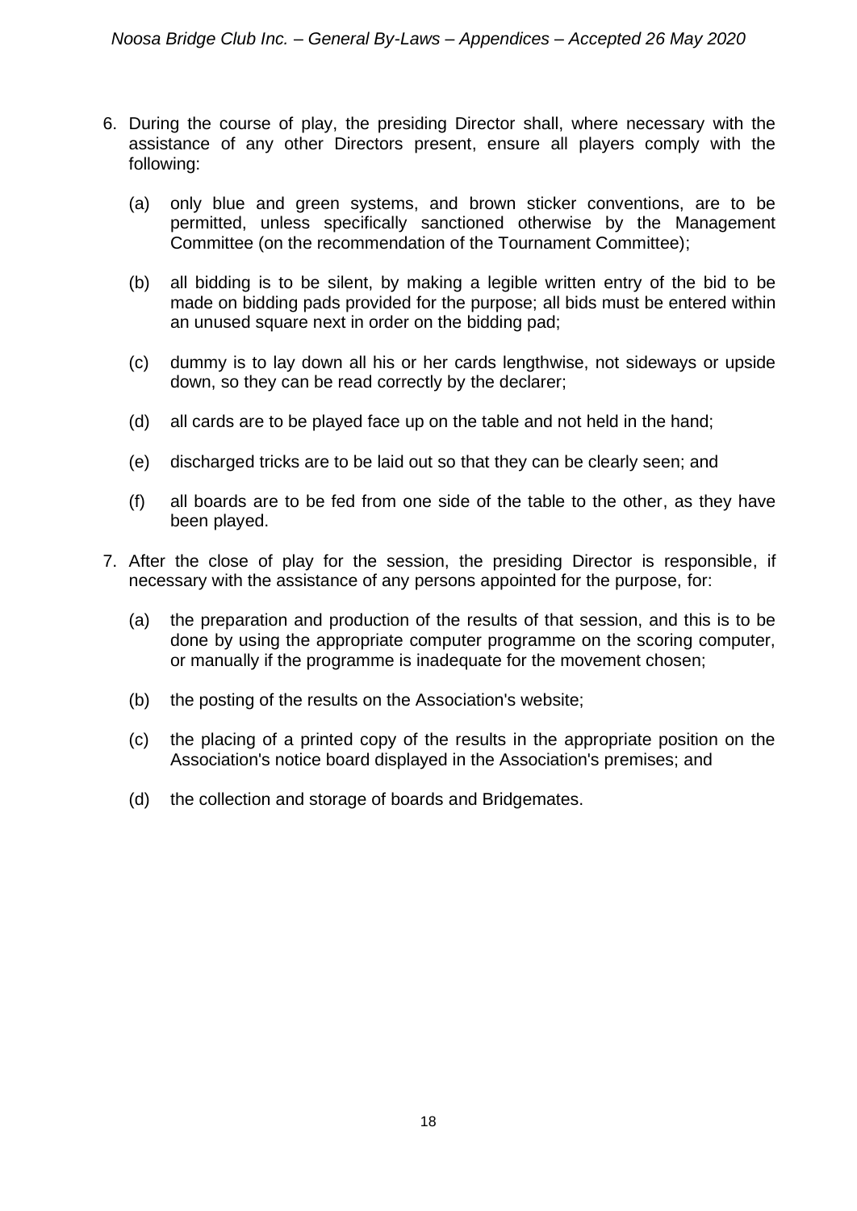6. During the course of play, the presiding Director shall, where necessary with the assistance of any other Directors present, ensure all players comply with the following:

   (a) only blue and green systems, and brown sticker conventions, are to be permitted, unless specifically sanctioned otherwise by the Management Committee (on the recommendation of the Tournament Committee);

   (b) all bidding is to be silent, by making a legible written entry of the bid to be made on bidding pads provided for the purpose; all bids must be entered within an unused square next in order on the bidding pad;

   (c) dummy is to lay down all his or her cards lengthwise, not sideways or upside down, so they can be read correctly by the declarer;

   (d) all cards are to be played face up on the table and not held in the hand;

   (e) discharged tricks are to be laid out so that they can be clearly seen; and

   (f) all boards are to be fed from one side of the table to the other, as they have been played.

7. After the close of play for the session, the presiding Director is responsible, if necessary with the assistance of any persons appointed for the purpose, for:

   (a) the preparation and production of the results of that session, and this is to be done by using the appropriate computer programme on the scoring computer, or manually if the programme is inadequate for the movement chosen;

   (b) the posting of the results on the Association's website;

   (c) the placing of a printed copy of the results in the appropriate position on the Association's notice board displayed in the Association's premises; and

   (d) the collection and storage of boards and Bridgemates.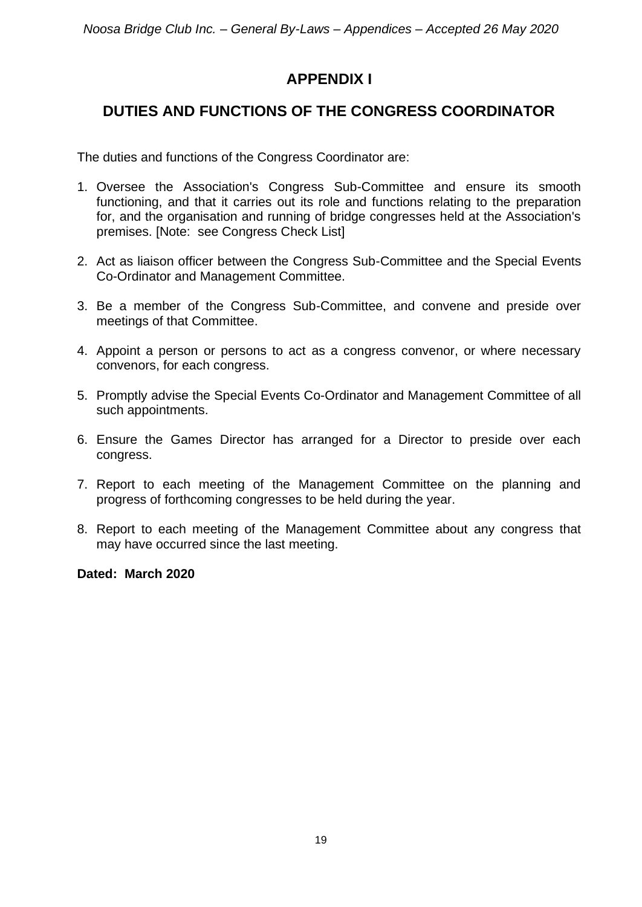# APPENDIX I

## DUTIES AND FUNCTIONS OF THE CONGRESS COORDINATOR

The duties and functions of the Congress Coordinator are:

1. Oversee the Association's Congress Sub-Committee and ensure its smooth functioning, and that it carries out its role and functions relating to the preparation for, and the organisation and running of bridge congresses held at the Association's premises. [Note: see Congress Check List]

2. Act as liaison officer between the Congress Sub-Committee and the Special Events Co-Ordinator and Management Committee.

3. Be a member of the Congress Sub-Committee, and convene and preside over meetings of that Committee.

4. Appoint a person or persons to act as a congress convenor, or where necessary convenors, for each congress.

5. Promptly advise the Special Events Co-Ordinator and Management Committee of all such appointments.

6. Ensure the Games Director has arranged for a Director to preside over each congress.

7. Report to each meeting of the Management Committee on the planning and progress of forthcoming congresses to be held during the year.

8. Report to each meeting of the Management Committee about any congress that may have occurred since the last meeting.

**Dated: March 2020**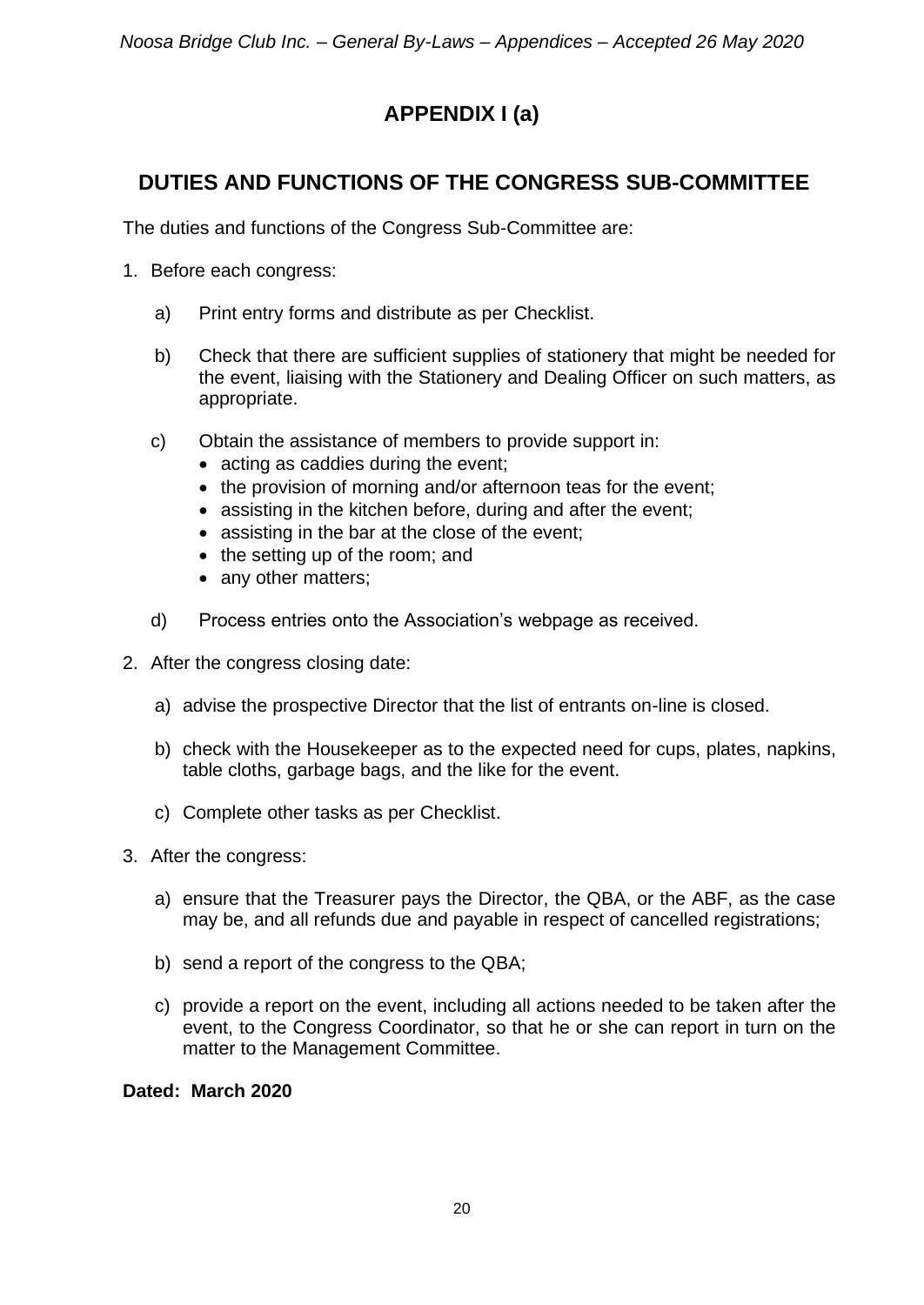# APPENDIX I (a)

## DUTIES AND FUNCTIONS OF THE CONGRESS SUB-COMMITTEE

The duties and functions of the Congress Sub-Committee are:

1. Before each congress:

   a) Print entry forms and distribute as per Checklist.

   b) Check that there are sufficient supplies of stationery that might be needed for the event, liaising with the Stationery and Dealing Officer on such matters, as appropriate.

   c) Obtain the assistance of members to provide support in:
      - acting as caddies during the event;
      - the provision of morning and/or afternoon teas for the event;
      - assisting in the kitchen before, during and after the event;
      - assisting in the bar at the close of the event;
      - the setting up of the room; and
      - any other matters;

   d) Process entries onto the Association's webpage as received.

2. After the congress closing date:

   a) advise the prospective Director that the list of entrants on-line is closed.

   b) check with the Housekeeper as to the expected need for cups, plates, napkins, table cloths, garbage bags, and the like for the event.

   c) Complete other tasks as per Checklist.

3. After the congress:

   a) ensure that the Treasurer pays the Director, the QBA, or the ABF, as the case may be, and all refunds due and payable in respect of cancelled registrations;

   b) send a report of the congress to the QBA;

   c) provide a report on the event, including all actions needed to be taken after the event, to the Congress Coordinator, so that he or she can report in turn on the matter to the Management Committee.

**Dated: March 2020**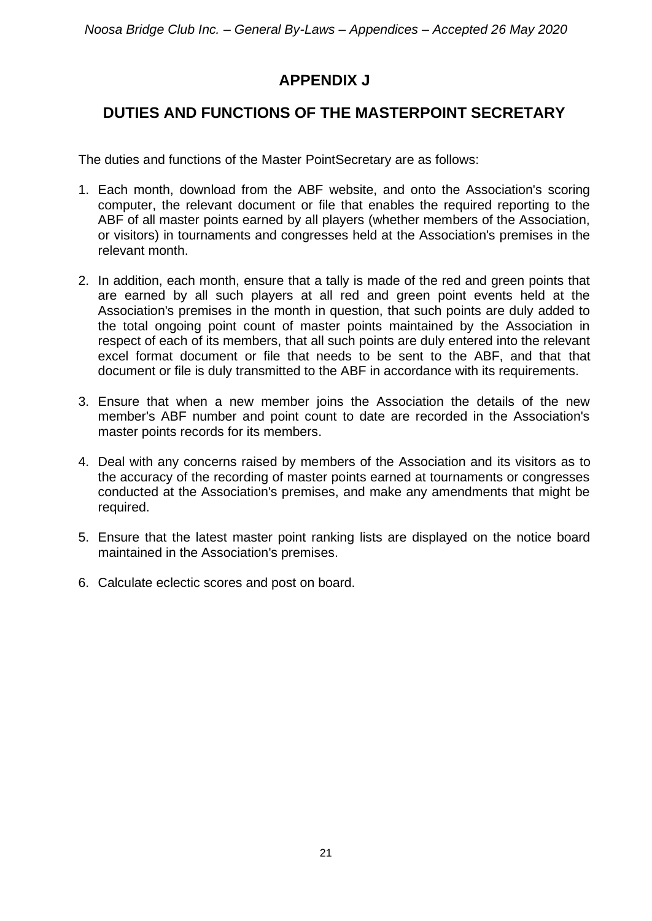# APPENDIX J

## DUTIES AND FUNCTIONS OF THE MASTERPOINT SECRETARY

The duties and functions of the Master PointSecretary are as follows:

1. Each month, download from the ABF website, and onto the Association's scoring computer, the relevant document or file that enables the required reporting to the ABF of all master points earned by all players (whether members of the Association, or visitors) in tournaments and congresses held at the Association's premises in the relevant month.

2. In addition, each month, ensure that a tally is made of the red and green points that are earned by all such players at all red and green point events held at the Association's premises in the month in question, that such points are duly added to the total ongoing point count of master points maintained by the Association in respect of each of its members, that all such points are duly entered into the relevant excel format document or file that needs to be sent to the ABF, and that that document or file is duly transmitted to the ABF in accordance with its requirements.

3. Ensure that when a new member joins the Association the details of the new member's ABF number and point count to date are recorded in the Association's master points records for its members.

4. Deal with any concerns raised by members of the Association and its visitors as to the accuracy of the recording of master points earned at tournaments or congresses conducted at the Association's premises, and make any amendments that might be required.

5. Ensure that the latest master point ranking lists are displayed on the notice board maintained in the Association's premises.

6. Calculate eclectic scores and post on board.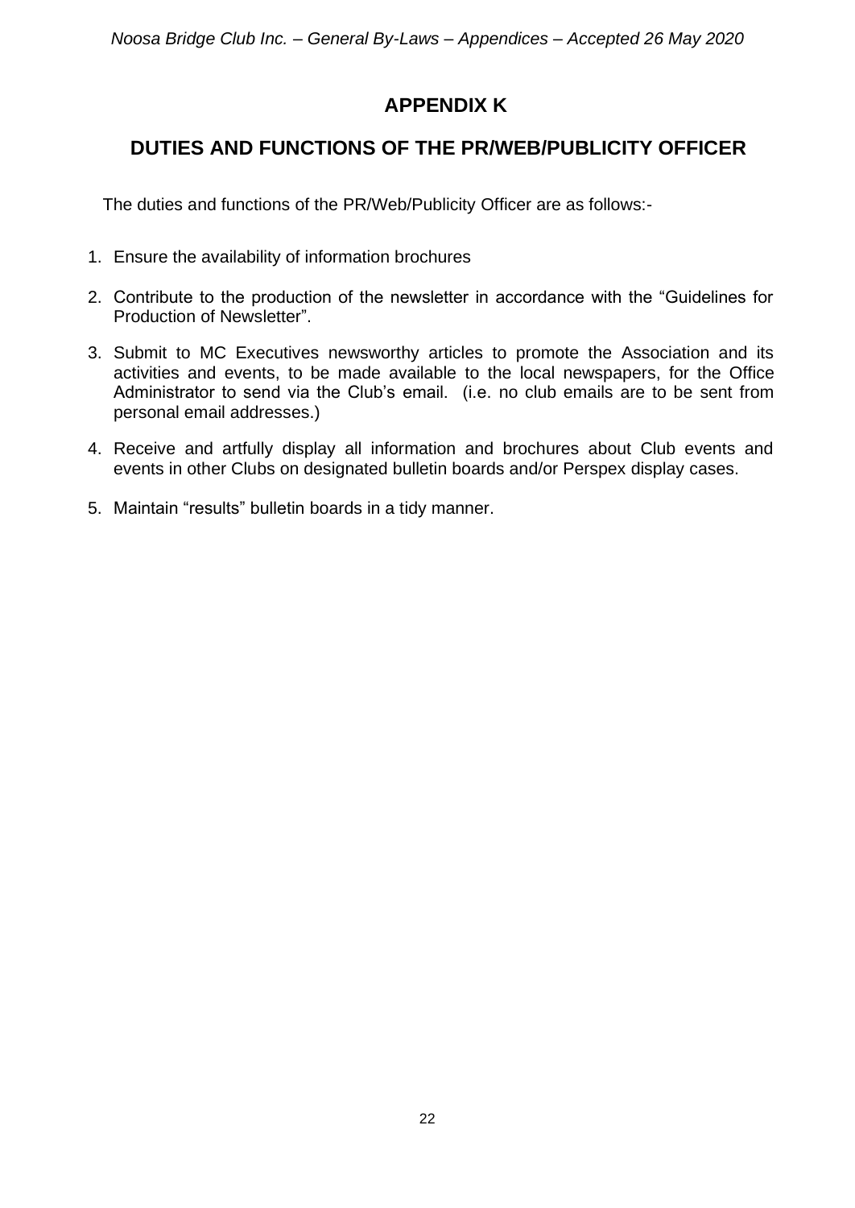# APPENDIX K

## DUTIES AND FUNCTIONS OF THE PR/WEB/PUBLICITY OFFICER

The duties and functions of the PR/Web/Publicity Officer are as follows:-

1. Ensure the availability of information brochures
2. Contribute to the production of the newsletter in accordance with the "Guidelines for Production of Newsletter".
3. Submit to MC Executives newsworthy articles to promote the Association and its activities and events, to be made available to the local newspapers, for the Office Administrator to send via the Club's email. (i.e. no club emails are to be sent from personal email addresses.)
4. Receive and artfully display all information and brochures about Club events and events in other Clubs on designated bulletin boards and/or Perspex display cases.
5. Maintain "results" bulletin boards in a tidy manner.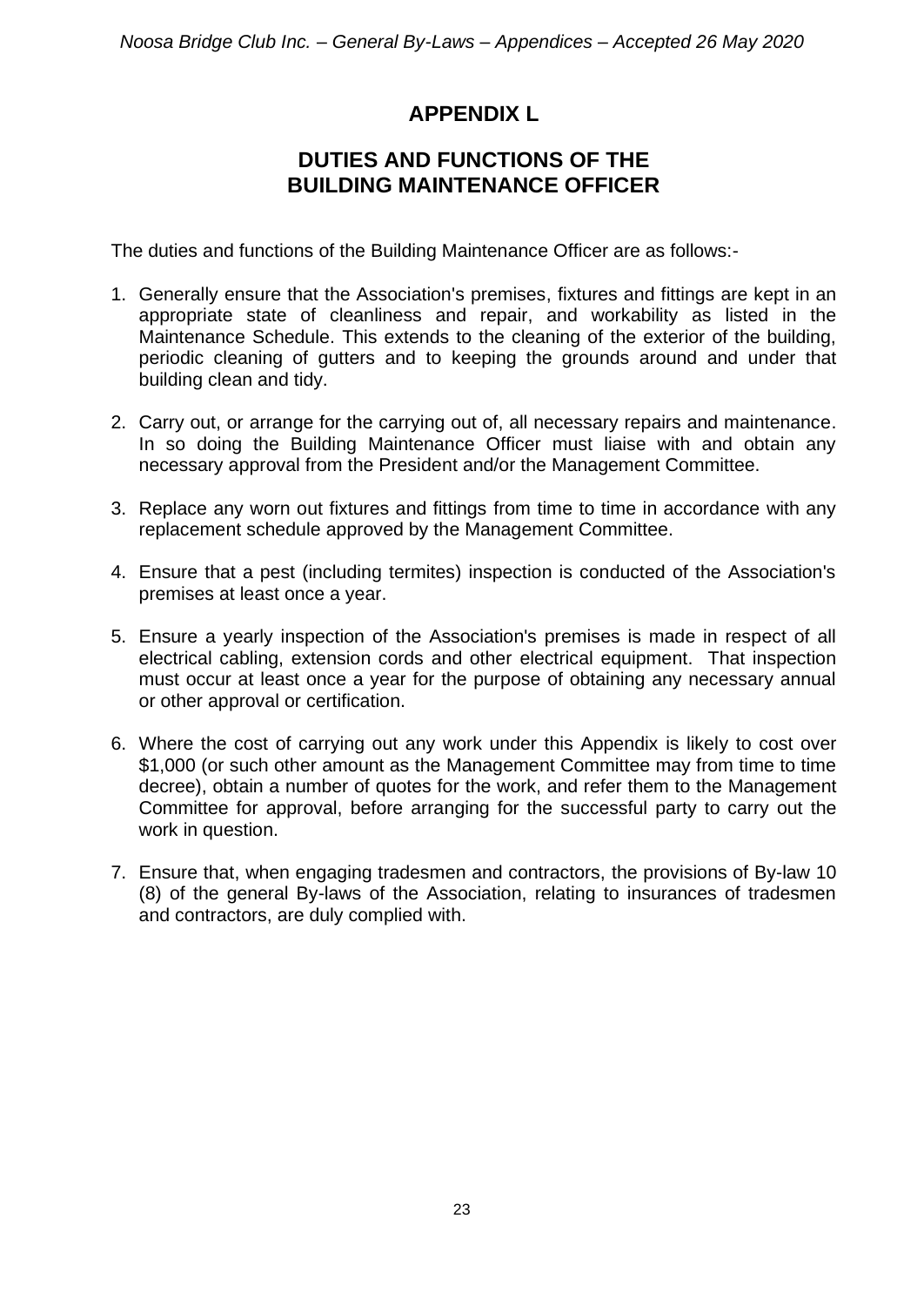# APPENDIX L

## DUTIES AND FUNCTIONS OF THE BUILDING MAINTENANCE OFFICER

The duties and functions of the Building Maintenance Officer are as follows:-

1. Generally ensure that the Association's premises, fixtures and fittings are kept in an appropriate state of cleanliness and repair, and workability as listed in the Maintenance Schedule. This extends to the cleaning of the exterior of the building, periodic cleaning of gutters and to keeping the grounds around and under that building clean and tidy.

2. Carry out, or arrange for the carrying out of, all necessary repairs and maintenance. In so doing the Building Maintenance Officer must liaise with and obtain any necessary approval from the President and/or the Management Committee.

3. Replace any worn out fixtures and fittings from time to time in accordance with any replacement schedule approved by the Management Committee.

4. Ensure that a pest (including termites) inspection is conducted of the Association's premises at least once a year.

5. Ensure a yearly inspection of the Association's premises is made in respect of all electrical cabling, extension cords and other electrical equipment. That inspection must occur at least once a year for the purpose of obtaining any necessary annual or other approval or certification.

6. Where the cost of carrying out any work under this Appendix is likely to cost over $1,000 (or such other amount as the Management Committee may from time to time decree), obtain a number of quotes for the work, and refer them to the Management Committee for approval, before arranging for the successful party to carry out the work in question.

7. Ensure that, when engaging tradesmen and contractors, the provisions of By-law 10 (8) of the general By-laws of the Association, relating to insurances of tradesmen and contractors, are duly complied with.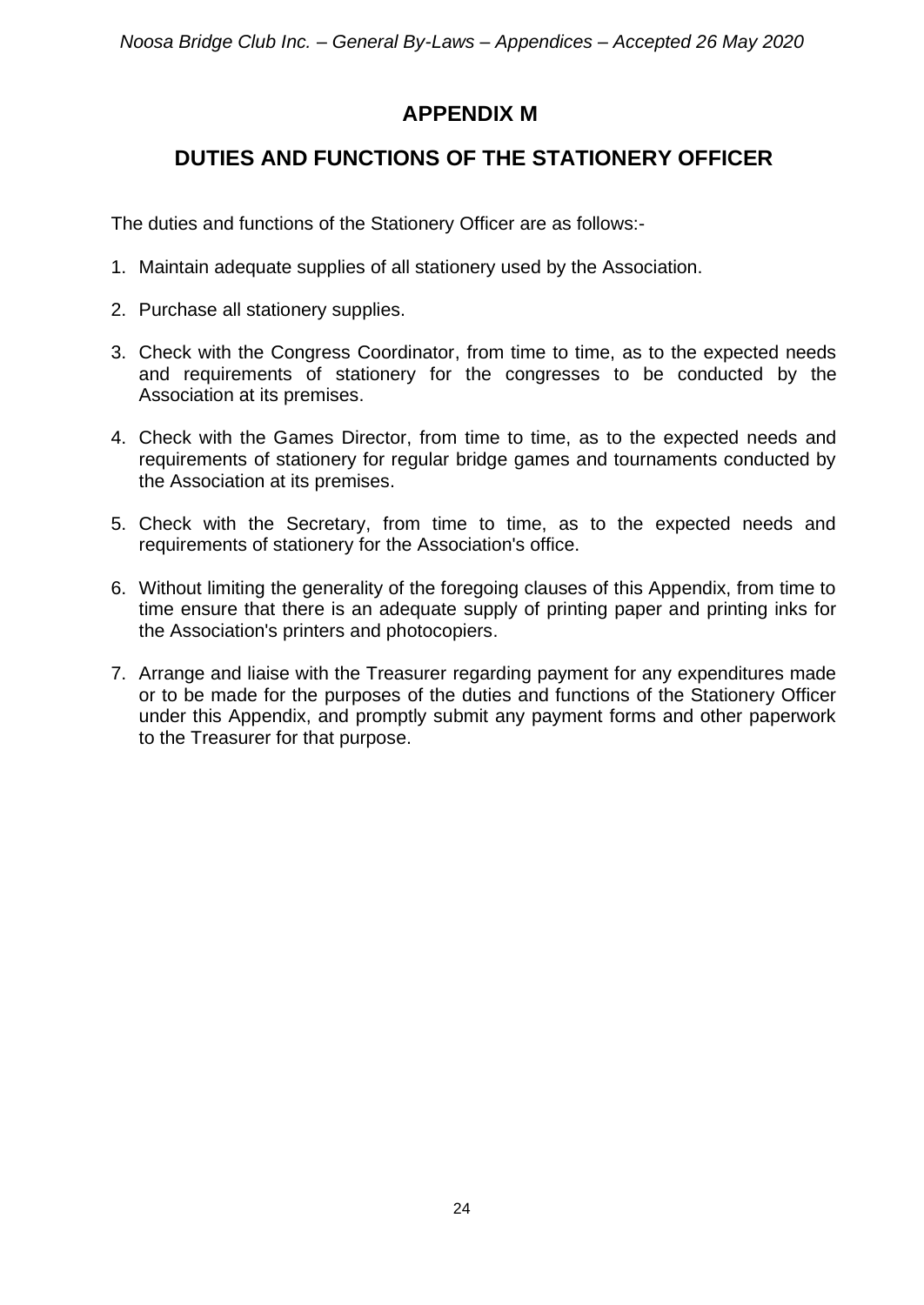# APPENDIX M

## DUTIES AND FUNCTIONS OF THE STATIONERY OFFICER

The duties and functions of the Stationery Officer are as follows:-

1. Maintain adequate supplies of all stationery used by the Association.
2. Purchase all stationery supplies.
3. Check with the Congress Coordinator, from time to time, as to the expected needs and requirements of stationery for the congresses to be conducted by the Association at its premises.
4. Check with the Games Director, from time to time, as to the expected needs and requirements of stationery for regular bridge games and tournaments conducted by the Association at its premises.
5. Check with the Secretary, from time to time, as to the expected needs and requirements of stationery for the Association's office.
6. Without limiting the generality of the foregoing clauses of this Appendix, from time to time ensure that there is an adequate supply of printing paper and printing inks for the Association's printers and photocopiers.
7. Arrange and liaise with the Treasurer regarding payment for any expenditures made or to be made for the purposes of the duties and functions of the Stationery Officer under this Appendix, and promptly submit any payment forms and other paperwork to the Treasurer for that purpose.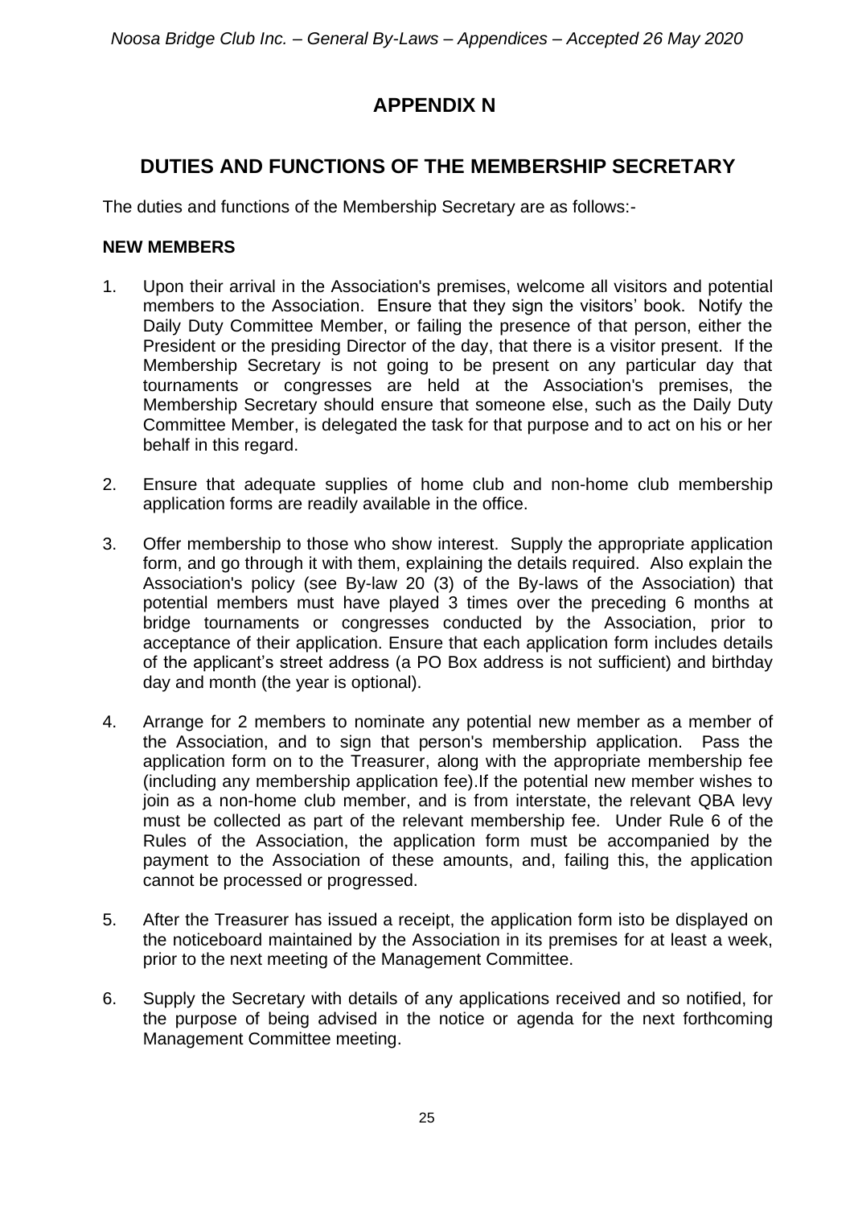# APPENDIX N

## DUTIES AND FUNCTIONS OF THE MEMBERSHIP SECRETARY

The duties and functions of the Membership Secretary are as follows:-

### NEW MEMBERS

1. Upon their arrival in the Association's premises, welcome all visitors and potential members to the Association. Ensure that they sign the visitors' book. Notify the Daily Duty Committee Member, or failing the presence of that person, either the President or the presiding Director of the day, that there is a visitor present. If the Membership Secretary is not going to be present on any particular day that tournaments or congresses are held at the Association's premises, the Membership Secretary should ensure that someone else, such as the Daily Duty Committee Member, is delegated the task for that purpose and to act on his or her behalf in this regard.

2. Ensure that adequate supplies of home club and non-home club membership application forms are readily available in the office.

3. Offer membership to those who show interest. Supply the appropriate application form, and go through it with them, explaining the details required. Also explain the Association's policy (see By-law 20 (3) of the By-laws of the Association) that potential members must have played 3 times over the preceding 6 months at bridge tournaments or congresses conducted by the Association, prior to acceptance of their application. Ensure that each application form includes details of the applicant's street address (a PO Box address is not sufficient) and birthday day and month (the year is optional).

4. Arrange for 2 members to nominate any potential new member as a member of the Association, and to sign that person's membership application. Pass the application form on to the Treasurer, along with the appropriate membership fee (including any membership application fee).If the potential new member wishes to join as a non-home club member, and is from interstate, the relevant QBA levy must be collected as part of the relevant membership fee. Under Rule 6 of the Rules of the Association, the application form must be accompanied by the payment to the Association of these amounts, and, failing this, the application cannot be processed or progressed.

5. After the Treasurer has issued a receipt, the application form isto be displayed on the noticeboard maintained by the Association in its premises for at least a week, prior to the next meeting of the Management Committee.

6. Supply the Secretary with details of any applications received and so notified, for the purpose of being advised in the notice or agenda for the next forthcoming Management Committee meeting.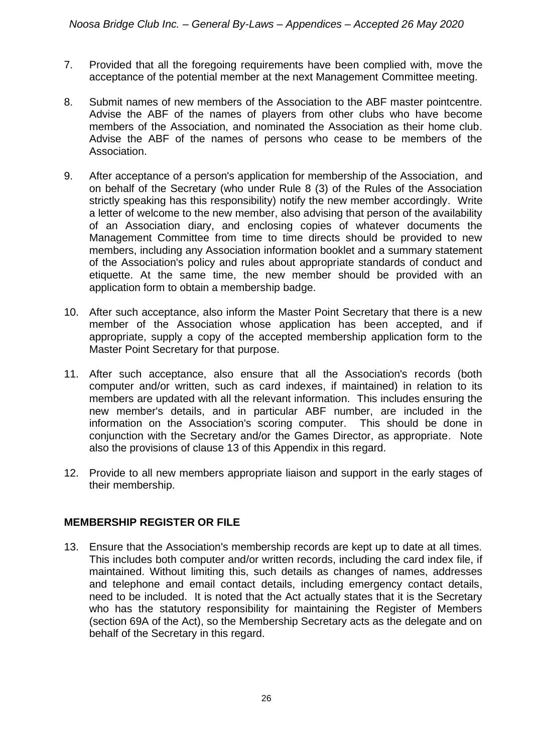7. Provided that all the foregoing requirements have been complied with, move the acceptance of the potential member at the next Management Committee meeting.

8. Submit names of new members of the Association to the ABF master pointcentre. Advise the ABF of the names of players from other clubs who have become members of the Association, and nominated the Association as their home club. Advise the ABF of the names of persons who cease to be members of the Association.

9. After acceptance of a person's application for membership of the Association, and on behalf of the Secretary (who under Rule 8 (3) of the Rules of the Association strictly speaking has this responsibility) notify the new member accordingly. Write a letter of welcome to the new member, also advising that person of the availability of an Association diary, and enclosing copies of whatever documents the Management Committee from time to time directs should be provided to new members, including any Association information booklet and a summary statement of the Association's policy and rules about appropriate standards of conduct and etiquette. At the same time, the new member should be provided with an application form to obtain a membership badge.

10. After such acceptance, also inform the Master Point Secretary that there is a new member of the Association whose application has been accepted, and if appropriate, supply a copy of the accepted membership application form to the Master Point Secretary for that purpose.

11. After such acceptance, also ensure that all the Association's records (both computer and/or written, such as card indexes, if maintained) in relation to its members are updated with all the relevant information. This includes ensuring the new member's details, and in particular ABF number, are included in the information on the Association's scoring computer. This should be done in conjunction with the Secretary and/or the Games Director, as appropriate. Note also the provisions of clause 13 of this Appendix in this regard.

12. Provide to all new members appropriate liaison and support in the early stages of their membership.

**MEMBERSHIP REGISTER OR FILE**

13. Ensure that the Association's membership records are kept up to date at all times. This includes both computer and/or written records, including the card index file, if maintained. Without limiting this, such details as changes of names, addresses and telephone and email contact details, including emergency contact details, need to be included. It is noted that the Act actually states that it is the Secretary who has the statutory responsibility for maintaining the Register of Members (section 69A of the Act), so the Membership Secretary acts as the delegate and on behalf of the Secretary in this regard.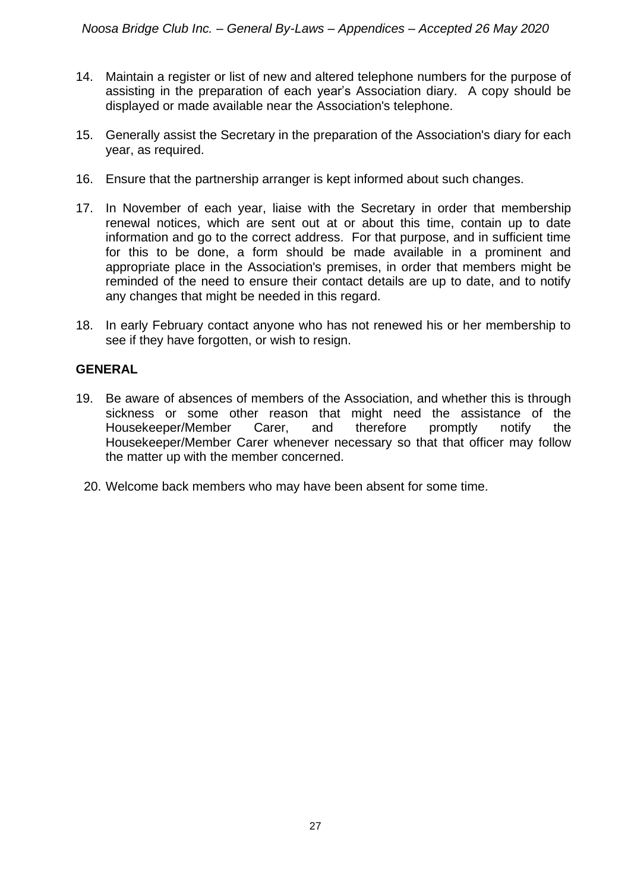14. Maintain a register or list of new and altered telephone numbers for the purpose of assisting in the preparation of each year's Association diary. A copy should be displayed or made available near the Association's telephone.

15. Generally assist the Secretary in the preparation of the Association's diary for each year, as required.

16. Ensure that the partnership arranger is kept informed about such changes.

17. In November of each year, liaise with the Secretary in order that membership renewal notices, which are sent out at or about this time, contain up to date information and go to the correct address. For that purpose, and in sufficient time for this to be done, a form should be made available in a prominent and appropriate place in the Association's premises, in order that members might be reminded of the need to ensure their contact details are up to date, and to notify any changes that might be needed in this regard.

18. In early February contact anyone who has not renewed his or her membership to see if they have forgotten, or wish to resign.

**GENERAL**

19. Be aware of absences of members of the Association, and whether this is through sickness or some other reason that might need the assistance of the Housekeeper/Member Carer, and therefore promptly notify the Housekeeper/Member Carer whenever necessary so that that officer may follow the matter up with the member concerned.

20. Welcome back members who may have been absent for some time.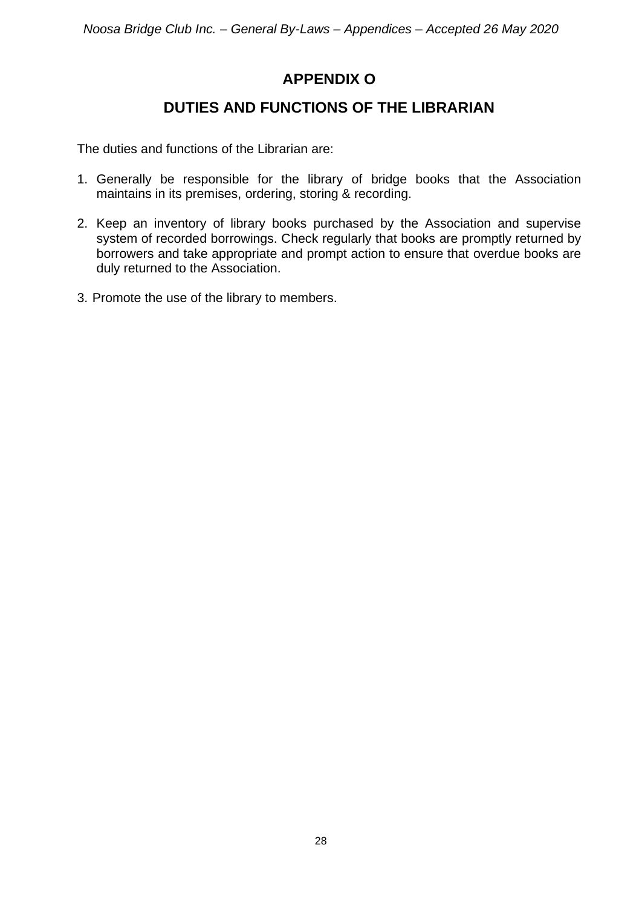# APPENDIX O

## DUTIES AND FUNCTIONS OF THE LIBRARIAN

The duties and functions of the Librarian are:

1. Generally be responsible for the library of bridge books that the Association maintains in its premises, ordering, storing & recording.

2. Keep an inventory of library books purchased by the Association and supervise system of recorded borrowings. Check regularly that books are promptly returned by borrowers and take appropriate and prompt action to ensure that overdue books are duly returned to the Association.

3. Promote the use of the library to members.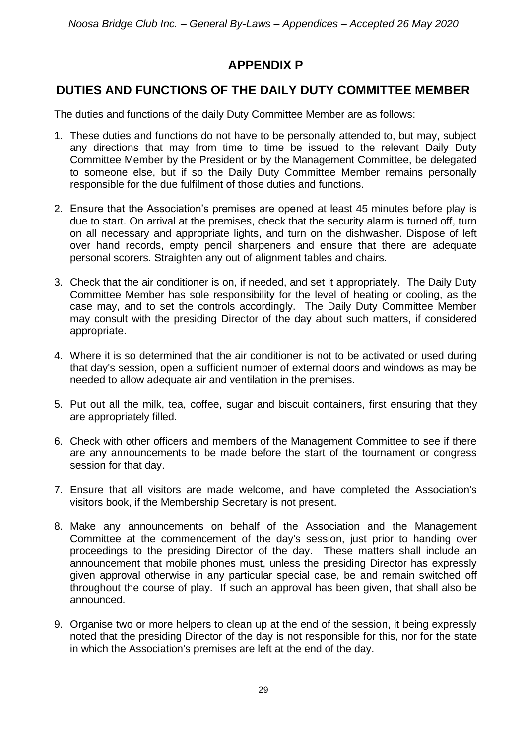# APPENDIX P

## DUTIES AND FUNCTIONS OF THE DAILY DUTY COMMITTEE MEMBER

The duties and functions of the daily Duty Committee Member are as follows:

1. These duties and functions do not have to be personally attended to, but may, subject any directions that may from time to time be issued to the relevant Daily Duty Committee Member by the President or by the Management Committee, be delegated to someone else, but if so the Daily Duty Committee Member remains personally responsible for the due fulfilment of those duties and functions.

2. Ensure that the Association's premises are opened at least 45 minutes before play is due to start. On arrival at the premises, check that the security alarm is turned off, turn on all necessary and appropriate lights, and turn on the dishwasher. Dispose of left over hand records, empty pencil sharpeners and ensure that there are adequate personal scorers. Straighten any out of alignment tables and chairs.

3. Check that the air conditioner is on, if needed, and set it appropriately. The Daily Duty Committee Member has sole responsibility for the level of heating or cooling, as the case may, and to set the controls accordingly. The Daily Duty Committee Member may consult with the presiding Director of the day about such matters, if considered appropriate.

4. Where it is so determined that the air conditioner is not to be activated or used during that day's session, open a sufficient number of external doors and windows as may be needed to allow adequate air and ventilation in the premises.

5. Put out all the milk, tea, coffee, sugar and biscuit containers, first ensuring that they are appropriately filled.

6. Check with other officers and members of the Management Committee to see if there are any announcements to be made before the start of the tournament or congress session for that day.

7. Ensure that all visitors are made welcome, and have completed the Association's visitors book, if the Membership Secretary is not present.

8. Make any announcements on behalf of the Association and the Management Committee at the commencement of the day's session, just prior to handing over proceedings to the presiding Director of the day. These matters shall include an announcement that mobile phones must, unless the presiding Director has expressly given approval otherwise in any particular special case, be and remain switched off throughout the course of play. If such an approval has been given, that shall also be announced.

9. Organise two or more helpers to clean up at the end of the session, it being expressly noted that the presiding Director of the day is not responsible for this, nor for the state in which the Association's premises are left at the end of the day.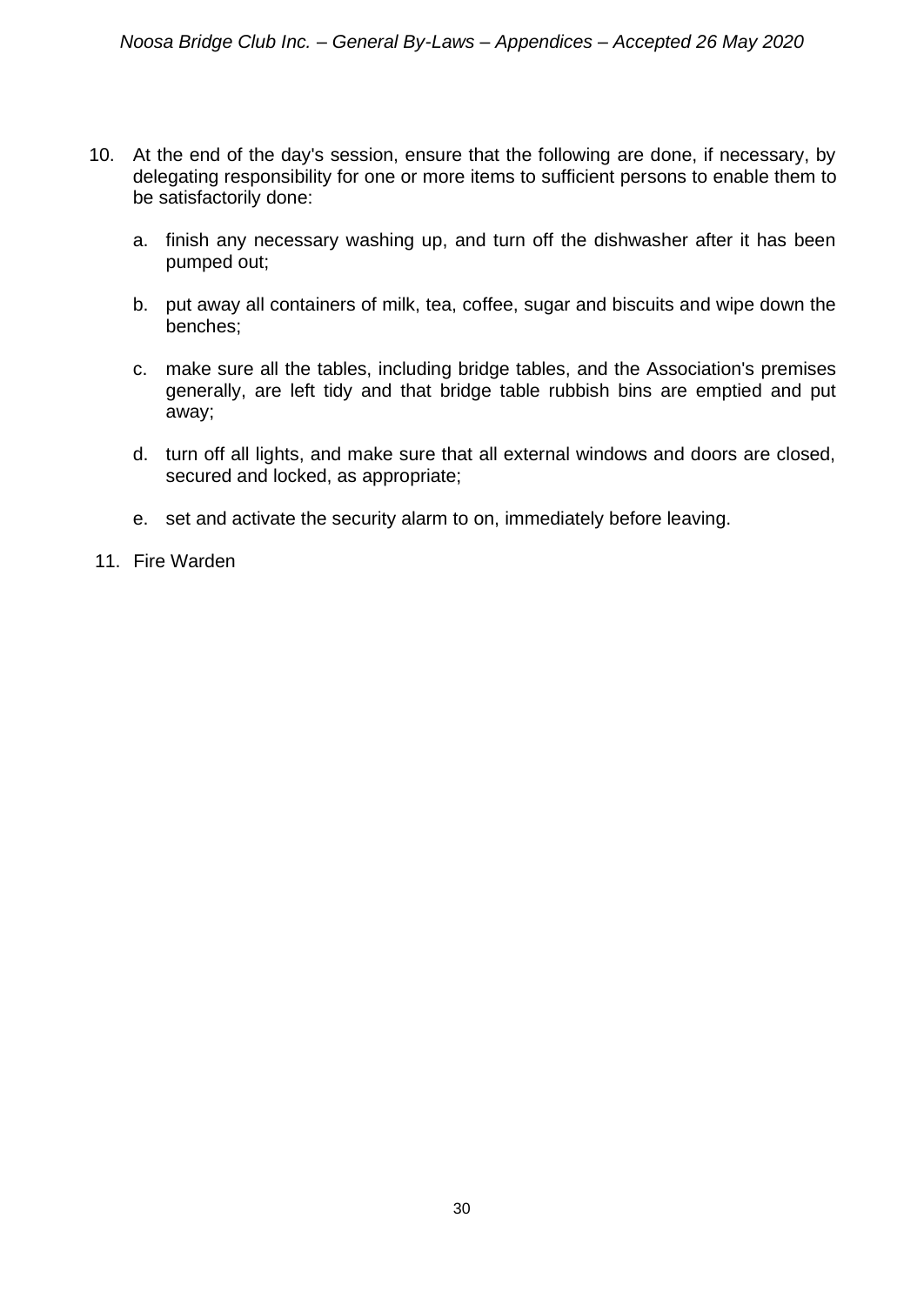10. At the end of the day's session, ensure that the following are done, if necessary, by delegating responsibility for one or more items to sufficient persons to enable them to be satisfactorily done:

    a. finish any necessary washing up, and turn off the dishwasher after it has been pumped out;

    b. put away all containers of milk, tea, coffee, sugar and biscuits and wipe down the benches;

    c. make sure all the tables, including bridge tables, and the Association's premises generally, are left tidy and that bridge table rubbish bins are emptied and put away;

    d. turn off all lights, and make sure that all external windows and doors are closed, secured and locked, as appropriate;

    e. set and activate the security alarm to on, immediately before leaving.

11. Fire Warden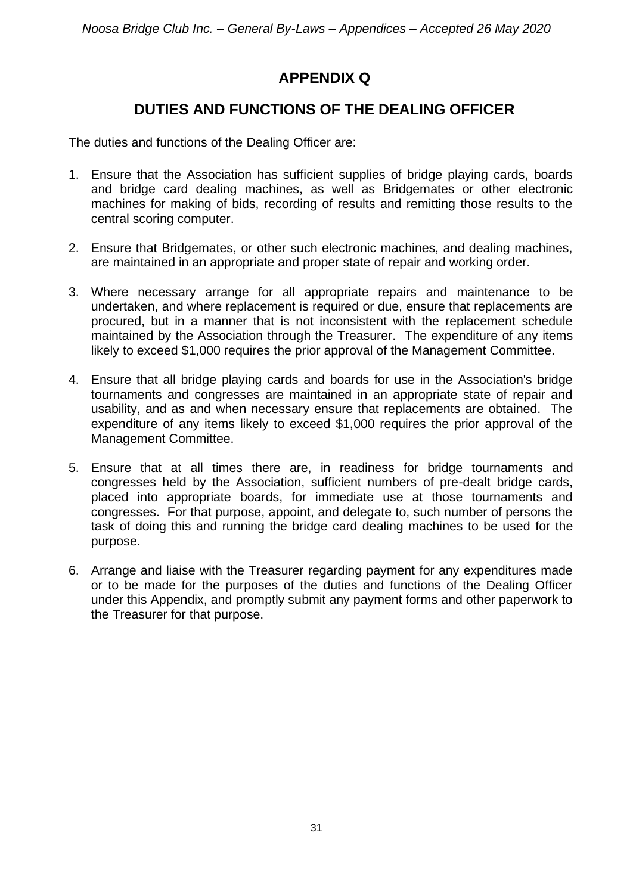# APPENDIX Q

## DUTIES AND FUNCTIONS OF THE DEALING OFFICER

The duties and functions of the Dealing Officer are:

1. Ensure that the Association has sufficient supplies of bridge playing cards, boards and bridge card dealing machines, as well as Bridgemates or other electronic machines for making of bids, recording of results and remitting those results to the central scoring computer.

2. Ensure that Bridgemates, or other such electronic machines, and dealing machines, are maintained in an appropriate and proper state of repair and working order.

3. Where necessary arrange for all appropriate repairs and maintenance to be undertaken, and where replacement is required or due, ensure that replacements are procured, but in a manner that is not inconsistent with the replacement schedule maintained by the Association through the Treasurer. The expenditure of any items likely to exceed $1,000 requires the prior approval of the Management Committee.

4. Ensure that all bridge playing cards and boards for use in the Association's bridge tournaments and congresses are maintained in an appropriate state of repair and usability, and as and when necessary ensure that replacements are obtained. The expenditure of any items likely to exceed $1,000 requires the prior approval of the Management Committee.

5. Ensure that at all times there are, in readiness for bridge tournaments and congresses held by the Association, sufficient numbers of pre-dealt bridge cards, placed into appropriate boards, for immediate use at those tournaments and congresses. For that purpose, appoint, and delegate to, such number of persons the task of doing this and running the bridge card dealing machines to be used for the purpose.

6. Arrange and liaise with the Treasurer regarding payment for any expenditures made or to be made for the purposes of the duties and functions of the Dealing Officer under this Appendix, and promptly submit any payment forms and other paperwork to the Treasurer for that purpose.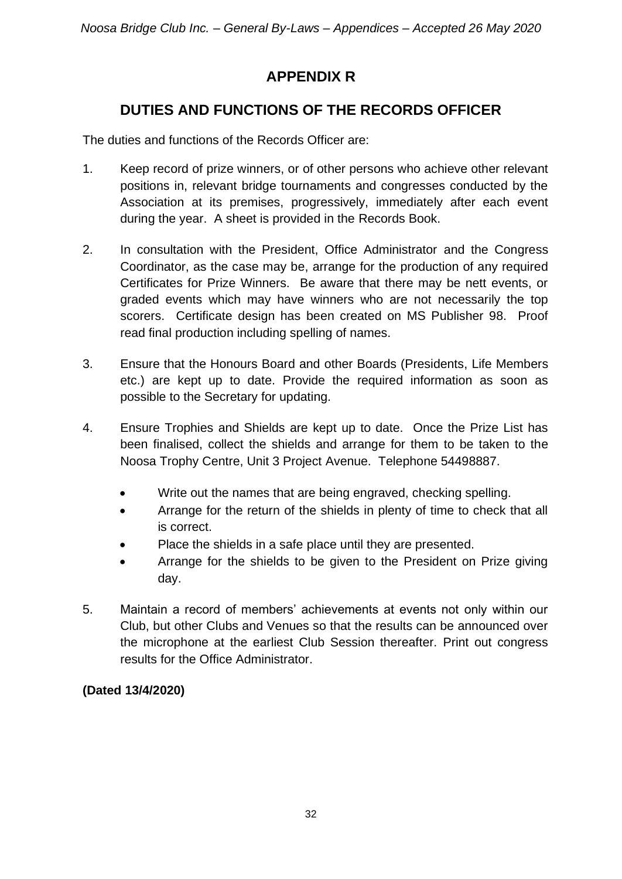# APPENDIX R

## DUTIES AND FUNCTIONS OF THE RECORDS OFFICER

The duties and functions of the Records Officer are:

1. Keep record of prize winners, or of other persons who achieve other relevant positions in, relevant bridge tournaments and congresses conducted by the Association at its premises, progressively, immediately after each event during the year. A sheet is provided in the Records Book.

2. In consultation with the President, Office Administrator and the Congress Coordinator, as the case may be, arrange for the production of any required Certificates for Prize Winners. Be aware that there may be nett events, or graded events which may have winners who are not necessarily the top scorers. Certificate design has been created on MS Publisher 98. Proof read final production including spelling of names.

3. Ensure that the Honours Board and other Boards (Presidents, Life Members etc.) are kept up to date. Provide the required information as soon as possible to the Secretary for updating.

4. Ensure Trophies and Shields are kept up to date. Once the Prize List has been finalised, collect the shields and arrange for them to be taken to the Noosa Trophy Centre, Unit 3 Project Avenue. Telephone 54498887.

   - Write out the names that are being engraved, checking spelling.
   - Arrange for the return of the shields in plenty of time to check that all is correct.
   - Place the shields in a safe place until they are presented.
   - Arrange for the shields to be given to the President on Prize giving day.

5. Maintain a record of members' achievements at events not only within our Club, but other Clubs and Venues so that the results can be announced over the microphone at the earliest Club Session thereafter. Print out congress results for the Office Administrator.

**(Dated 13/4/2020)**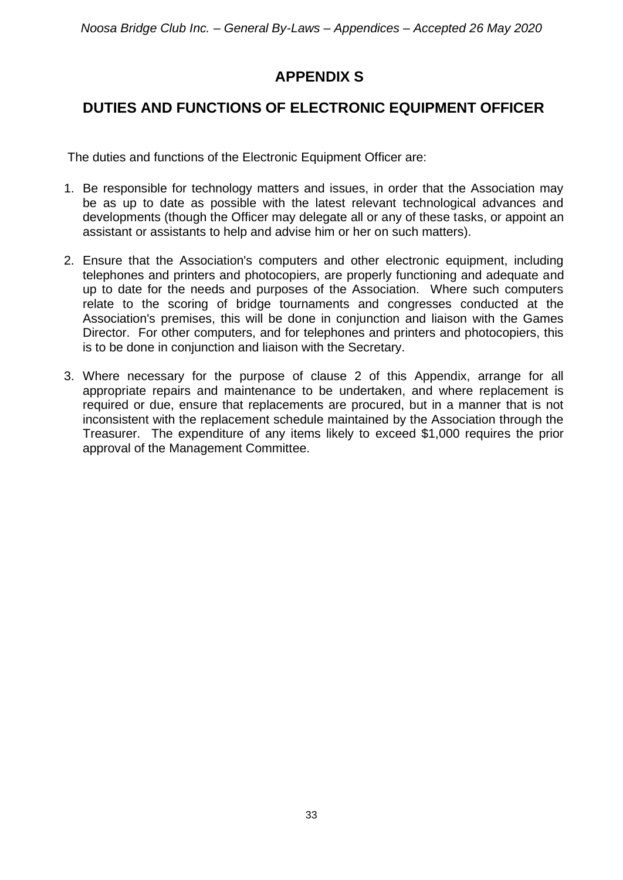# APPENDIX S

## DUTIES AND FUNCTIONS OF ELECTRONIC EQUIPMENT OFFICER

The duties and functions of the Electronic Equipment Officer are:

1. Be responsible for technology matters and issues, in order that the Association may be as up to date as possible with the latest relevant technological advances and developments (though the Officer may delegate all or any of these tasks, or appoint an assistant or assistants to help and advise him or her on such matters).

2. Ensure that the Association's computers and other electronic equipment, including telephones and printers and photocopiers, are properly functioning and adequate and up to date for the needs and purposes of the Association. Where such computers relate to the scoring of bridge tournaments and congresses conducted at the Association's premises, this will be done in conjunction and liaison with the Games Director. For other computers, and for telephones and printers and photocopiers, this is to be done in conjunction and liaison with the Secretary.

3. Where necessary for the purpose of clause 2 of this Appendix, arrange for all appropriate repairs and maintenance to be undertaken, and where replacement is required or due, ensure that replacements are procured, but in a manner that is not inconsistent with the replacement schedule maintained by the Association through the Treasurer. The expenditure of any items likely to exceed $1,000 requires the prior approval of the Management Committee.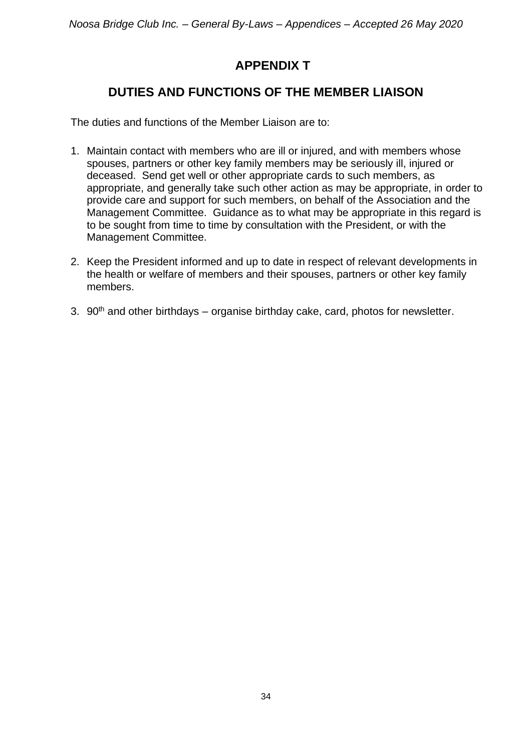# APPENDIX T

## DUTIES AND FUNCTIONS OF THE MEMBER LIAISON

The duties and functions of the Member Liaison are to:

1. Maintain contact with members who are ill or injured, and with members whose spouses, partners or other key family members may be seriously ill, injured or deceased. Send get well or other appropriate cards to such members, as appropriate, and generally take such other action as may be appropriate, in order to provide care and support for such members, on behalf of the Association and the Management Committee. Guidance as to what may be appropriate in this regard is to be sought from time to time by consultation with the President, or with the Management Committee.

2. Keep the President informed and up to date in respect of relevant developments in the health or welfare of members and their spouses, partners or other key family members.

3. 90th and other birthdays – organise birthday cake, card, photos for newsletter.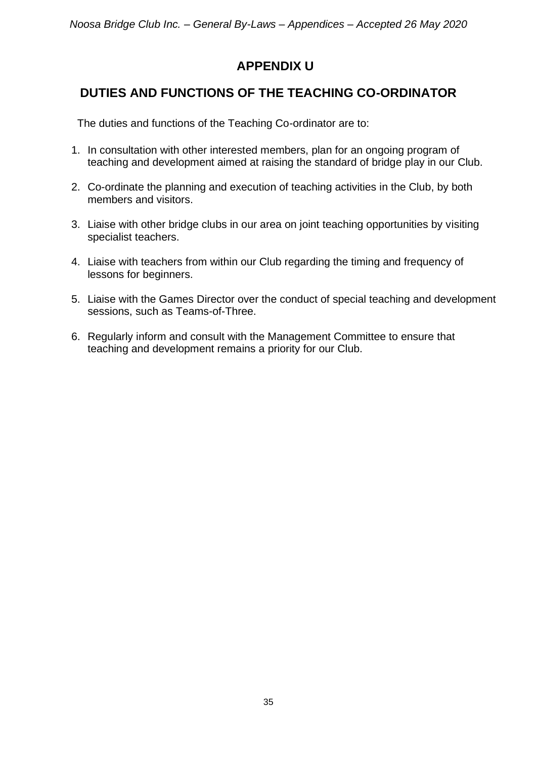# APPENDIX U

## DUTIES AND FUNCTIONS OF THE TEACHING CO-ORDINATOR

The duties and functions of the Teaching Co-ordinator are to:

1. In consultation with other interested members, plan for an ongoing program of teaching and development aimed at raising the standard of bridge play in our Club.
2. Co-ordinate the planning and execution of teaching activities in the Club, by both members and visitors.
3. Liaise with other bridge clubs in our area on joint teaching opportunities by visiting specialist teachers.
4. Liaise with teachers from within our Club regarding the timing and frequency of lessons for beginners.
5. Liaise with the Games Director over the conduct of special teaching and development sessions, such as Teams-of-Three.
6. Regularly inform and consult with the Management Committee to ensure that teaching and development remains a priority for our Club.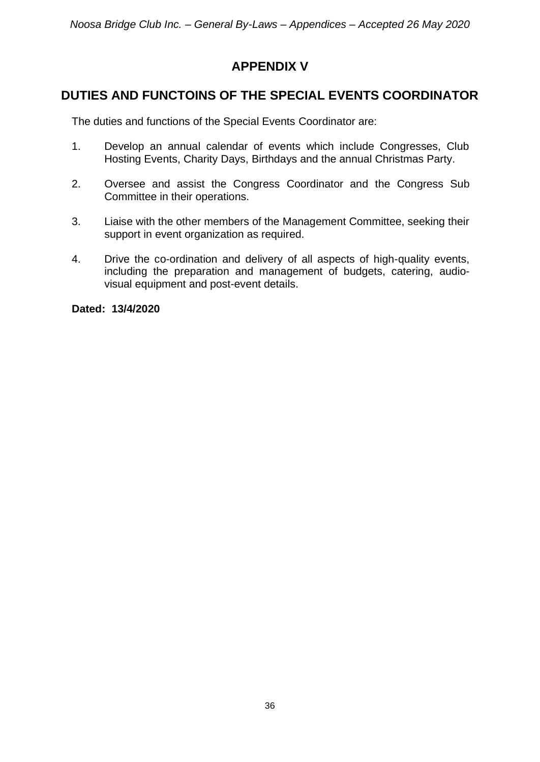# APPENDIX V

## DUTIES AND FUNCTOINS OF THE SPECIAL EVENTS COORDINATOR

The duties and functions of the Special Events Coordinator are:

1. Develop an annual calendar of events which include Congresses, Club Hosting Events, Charity Days, Birthdays and the annual Christmas Party.
2. Oversee and assist the Congress Coordinator and the Congress Sub Committee in their operations.
3. Liaise with the other members of the Management Committee, seeking their support in event organization as required.
4. Drive the co-ordination and delivery of all aspects of high-quality events, including the preparation and management of budgets, catering, audio-visual equipment and post-event details.

**Dated: 13/4/2020**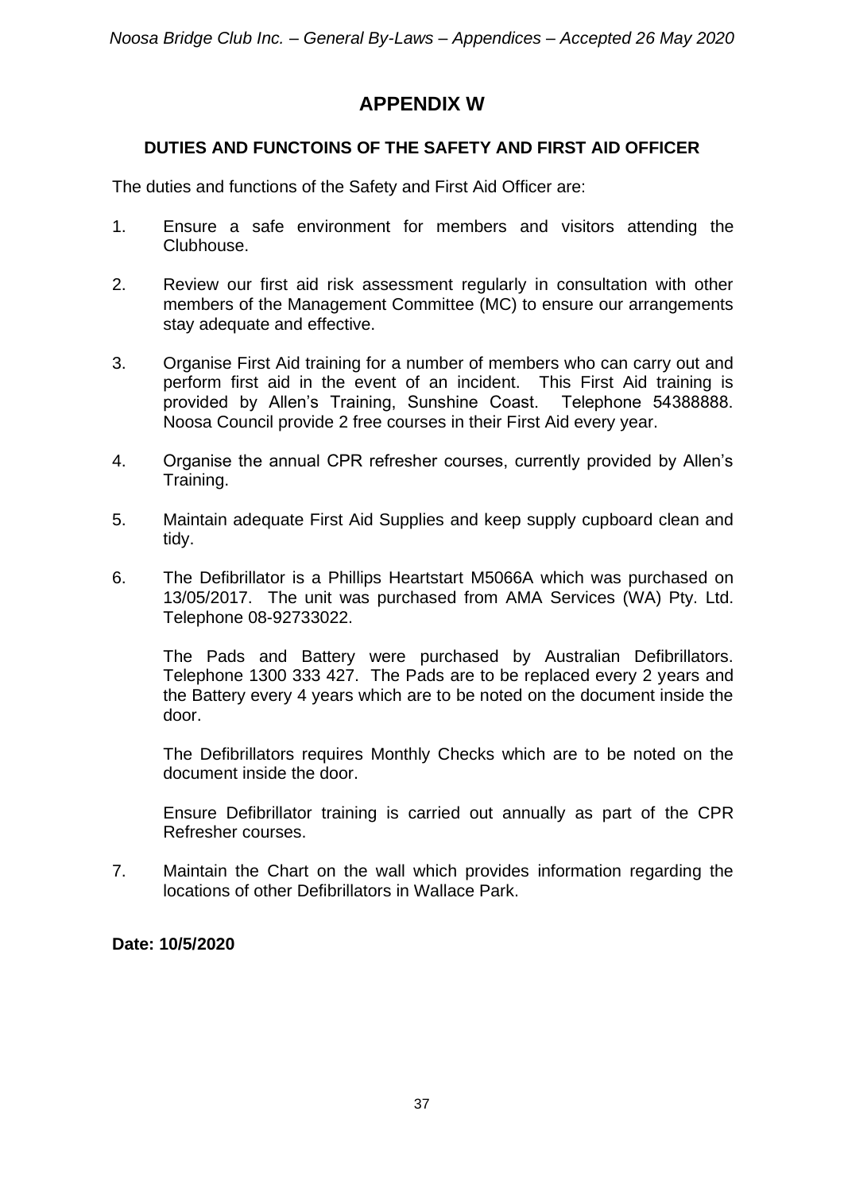# APPENDIX W

## DUTIES AND FUNCTOINS OF THE SAFETY AND FIRST AID OFFICER

The duties and functions of the Safety and First Aid Officer are:

1. Ensure a safe environment for members and visitors attending the Clubhouse.

2. Review our first aid risk assessment regularly in consultation with other members of the Management Committee (MC) to ensure our arrangements stay adequate and effective.

3. Organise First Aid training for a number of members who can carry out and perform first aid in the event of an incident. This First Aid training is provided by Allen's Training, Sunshine Coast. Telephone 54388888. Noosa Council provide 2 free courses in their First Aid every year.

4. Organise the annual CPR refresher courses, currently provided by Allen's Training.

5. Maintain adequate First Aid Supplies and keep supply cupboard clean and tidy.

6. The Defibrillator is a Phillips Heartstart M5066A which was purchased on 13/05/2017. The unit was purchased from AMA Services (WA) Pty. Ltd. Telephone 08-92733022.

   The Pads and Battery were purchased by Australian Defibrillators. Telephone 1300 333 427. The Pads are to be replaced every 2 years and the Battery every 4 years which are to be noted on the document inside the door.

   The Defibrillators requires Monthly Checks which are to be noted on the document inside the door.

   Ensure Defibrillator training is carried out annually as part of the CPR Refresher courses.

7. Maintain the Chart on the wall which provides information regarding the locations of other Defibrillators in Wallace Park.

**Date: 10/5/2020**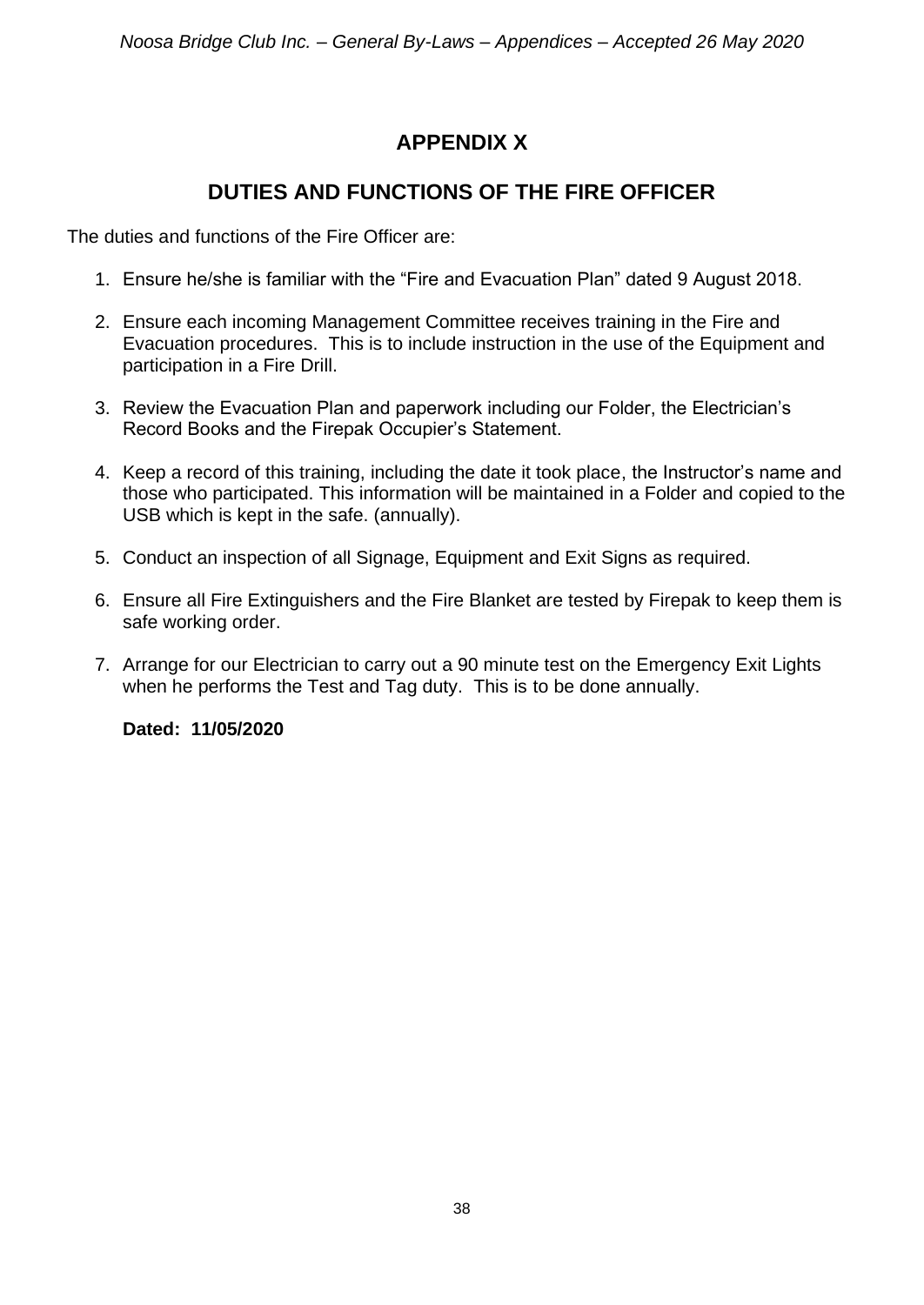# APPENDIX X

## DUTIES AND FUNCTIONS OF THE FIRE OFFICER

The duties and functions of the Fire Officer are:

1. Ensure he/she is familiar with the "Fire and Evacuation Plan" dated 9 August 2018.

2. Ensure each incoming Management Committee receives training in the Fire and Evacuation procedures. This is to include instruction in the use of the Equipment and participation in a Fire Drill.

3. Review the Evacuation Plan and paperwork including our Folder, the Electrician's Record Books and the Firepak Occupier's Statement.

4. Keep a record of this training, including the date it took place, the Instructor's name and those who participated. This information will be maintained in a Folder and copied to the USB which is kept in the safe. (annually).

5. Conduct an inspection of all Signage, Equipment and Exit Signs as required.

6. Ensure all Fire Extinguishers and the Fire Blanket are tested by Firepak to keep them is safe working order.

7. Arrange for our Electrician to carry out a 90 minute test on the Emergency Exit Lights when he performs the Test and Tag duty. This is to be done annually.

**Dated: 11/05/2020**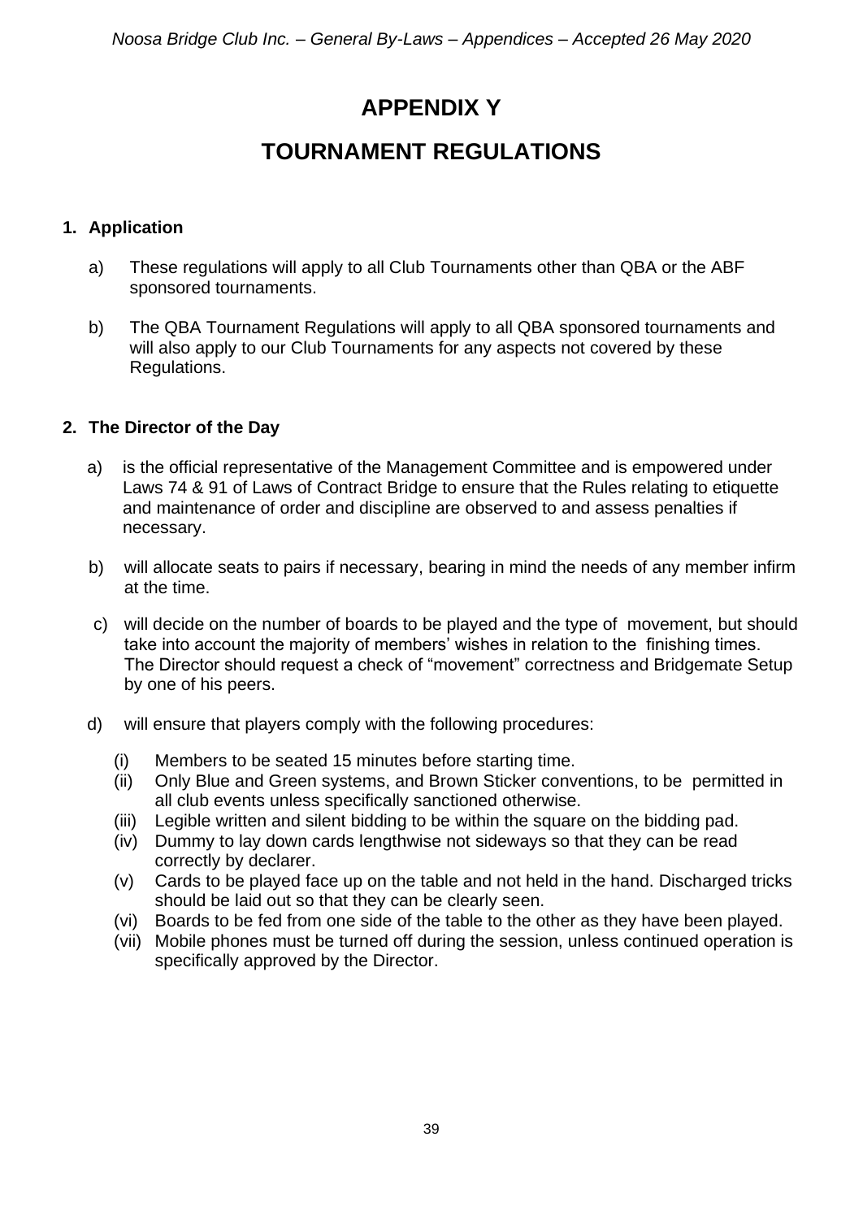# APPENDIX Y

# TOURNAMENT REGULATIONS

## 1. Application

a) These regulations will apply to all Club Tournaments other than QBA or the ABF sponsored tournaments.

b) The QBA Tournament Regulations will apply to all QBA sponsored tournaments and will also apply to our Club Tournaments for any aspects not covered by these Regulations.

## 2. The Director of the Day

a) is the official representative of the Management Committee and is empowered under Laws 74 & 91 of Laws of Contract Bridge to ensure that the Rules relating to etiquette and maintenance of order and discipline are observed to and assess penalties if necessary.

b) will allocate seats to pairs if necessary, bearing in mind the needs of any member infirm at the time.

c) will decide on the number of boards to be played and the type of movement, but should take into account the majority of members' wishes in relation to the finishing times. The Director should request a check of "movement" correctness and Bridgemate Setup by one of his peers.

d) will ensure that players comply with the following procedures:

(i) Members to be seated 15 minutes before starting time.
(ii) Only Blue and Green systems, and Brown Sticker conventions, to be permitted in all club events unless specifically sanctioned otherwise.
(iii) Legible written and silent bidding to be within the square on the bidding pad.
(iv) Dummy to lay down cards lengthwise not sideways so that they can be read correctly by declarer.
(v) Cards to be played face up on the table and not held in the hand. Discharged tricks should be laid out so that they can be clearly seen.
(vi) Boards to be fed from one side of the table to the other as they have been played.
(vii) Mobile phones must be turned off during the session, unless continued operation is specifically approved by the Director.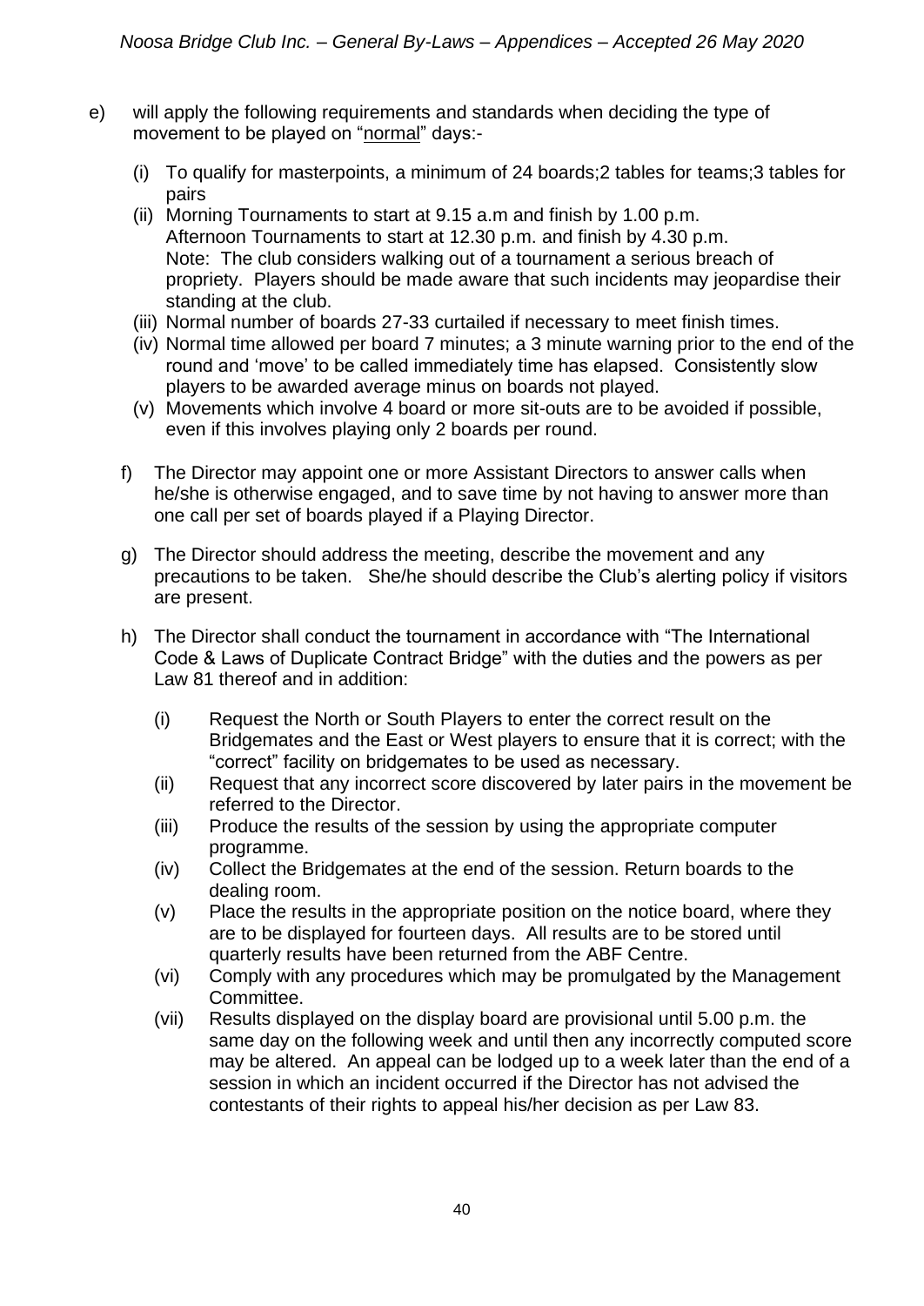e) will apply the following requirements and standards when deciding the type of movement to be played on "normal" days:-

   (i) To qualify for masterpoints, a minimum of 24 boards;2 tables for teams;3 tables for pairs
   (ii) Morning Tournaments to start at 9.15 a.m and finish by 1.00 p.m.
   Afternoon Tournaments to start at 12.30 p.m. and finish by 4.30 p.m.
   Note: The club considers walking out of a tournament a serious breach of propriety. Players should be made aware that such incidents may jeopardise their standing at the club.
   (iii) Normal number of boards 27-33 curtailed if necessary to meet finish times.
   (iv) Normal time allowed per board 7 minutes; a 3 minute warning prior to the end of the round and 'move' to be called immediately time has elapsed. Consistently slow players to be awarded average minus on boards not played.
   (v) Movements which involve 4 board or more sit-outs are to be avoided if possible, even if this involves playing only 2 boards per round.

f) The Director may appoint one or more Assistant Directors to answer calls when he/she is otherwise engaged, and to save time by not having to answer more than one call per set of boards played if a Playing Director.

g) The Director should address the meeting, describe the movement and any precautions to be taken. She/he should describe the Club's alerting policy if visitors are present.

h) The Director shall conduct the tournament in accordance with "The International Code & Laws of Duplicate Contract Bridge" with the duties and the powers as per Law 81 thereof and in addition:

   (i) Request the North or South Players to enter the correct result on the Bridgemates and the East or West players to ensure that it is correct; with the "correct" facility on bridgemates to be used as necessary.
   (ii) Request that any incorrect score discovered by later pairs in the movement be referred to the Director.
   (iii) Produce the results of the session by using the appropriate computer programme.
   (iv) Collect the Bridgemates at the end of the session. Return boards to the dealing room.
   (v) Place the results in the appropriate position on the notice board, where they are to be displayed for fourteen days. All results are to be stored until quarterly results have been returned from the ABF Centre.
   (vi) Comply with any procedures which may be promulgated by the Management Committee.
   (vii) Results displayed on the display board are provisional until 5.00 p.m. the same day on the following week and until then any incorrectly computed score may be altered. An appeal can be lodged up to a week later than the end of a session in which an incident occurred if the Director has not advised the contestants of their rights to appeal his/her decision as per Law 83.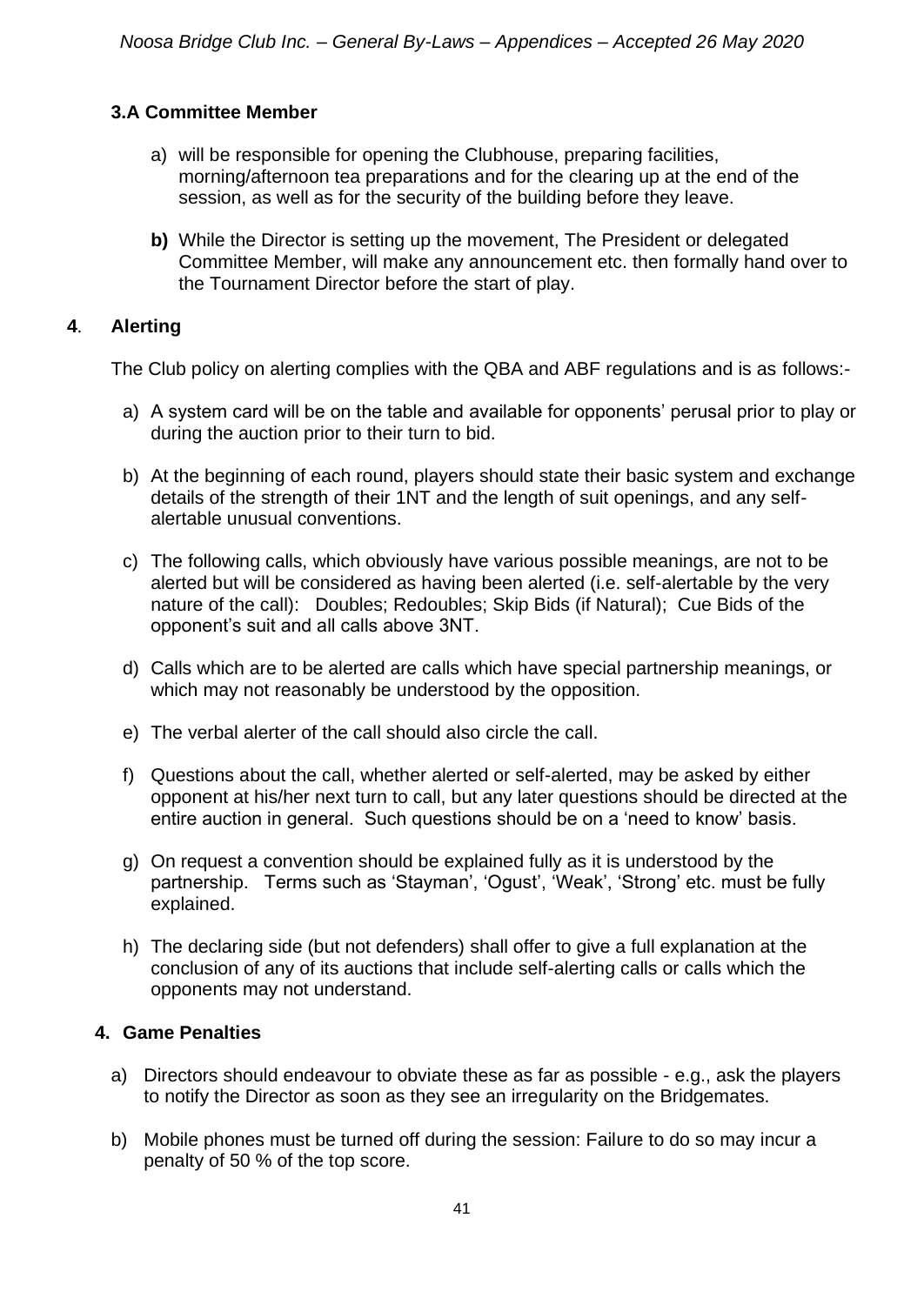### 3.A Committee Member

a) will be responsible for opening the Clubhouse, preparing facilities, morning/afternoon tea preparations and for the clearing up at the end of the session, as well as for the security of the building before they leave.

**b)** While the Director is setting up the movement, The President or delegated Committee Member, will make any announcement etc. then formally hand over to the Tournament Director before the start of play.

### 4. Alerting

The Club policy on alerting complies with the QBA and ABF regulations and is as follows:-

a) A system card will be on the table and available for opponents' perusal prior to play or during the auction prior to their turn to bid.

b) At the beginning of each round, players should state their basic system and exchange details of the strength of their 1NT and the length of suit openings, and any self-alertable unusual conventions.

c) The following calls, which obviously have various possible meanings, are not to be alerted but will be considered as having been alerted (i.e. self-alertable by the very nature of the call): Doubles; Redoubles; Skip Bids (if Natural); Cue Bids of the opponent's suit and all calls above 3NT.

d) Calls which are to be alerted are calls which have special partnership meanings, or which may not reasonably be understood by the opposition.

e) The verbal alerter of the call should also circle the call.

f) Questions about the call, whether alerted or self-alerted, may be asked by either opponent at his/her next turn to call, but any later questions should be directed at the entire auction in general. Such questions should be on a 'need to know' basis.

g) On request a convention should be explained fully as it is understood by the partnership. Terms such as 'Stayman', 'Ogust', 'Weak', 'Strong' etc. must be fully explained.

h) The declaring side (but not defenders) shall offer to give a full explanation at the conclusion of any of its auctions that include self-alerting calls or calls which the opponents may not understand.

### 4. Game Penalties

a) Directors should endeavour to obviate these as far as possible - e.g., ask the players to notify the Director as soon as they see an irregularity on the Bridgemates.

b) Mobile phones must be turned off during the session: Failure to do so may incur a penalty of 50 % of the top score.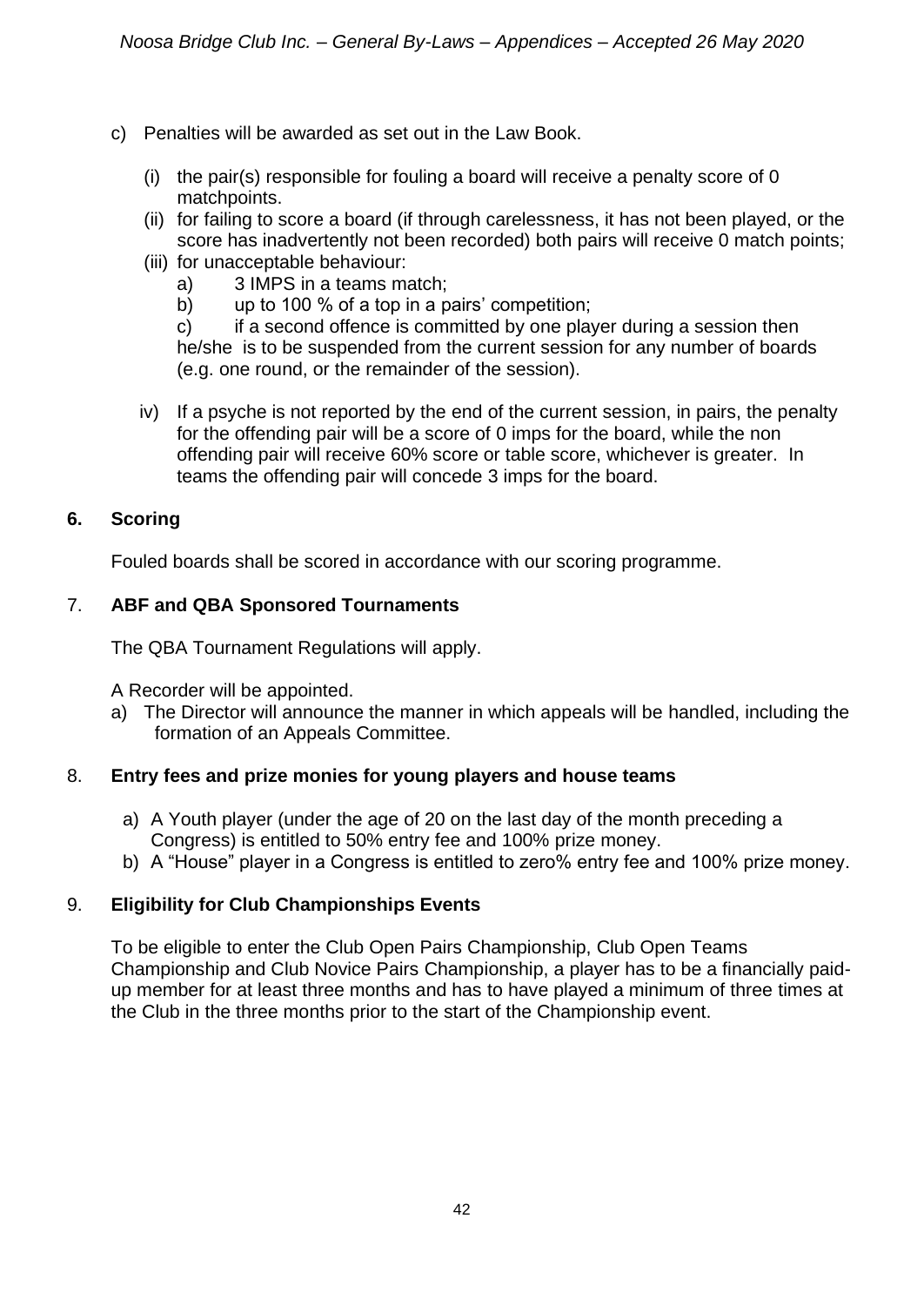c) Penalties will be awarded as set out in the Law Book.

   (i) the pair(s) responsible for fouling a board will receive a penalty score of 0 matchpoints.
   (ii) for failing to score a board (if through carelessness, it has not been played, or the score has inadvertently not been recorded) both pairs will receive 0 match points;
   (iii) for unacceptable behaviour:
      a) 3 IMPS in a teams match;
      b) up to 100 % of a top in a pairs' competition;
      c) if a second offence is committed by one player during a session then he/she is to be suspended from the current session for any number of boards (e.g. one round, or the remainder of the session).

   iv) If a psyche is not reported by the end of the current session, in pairs, the penalty for the offending pair will be a score of 0 imps for the board, while the non offending pair will receive 60% score or table score, whichever is greater. In teams the offending pair will concede 3 imps for the board.

## 6. Scoring

Fouled boards shall be scored in accordance with our scoring programme.

## 7. ABF and QBA Sponsored Tournaments

The QBA Tournament Regulations will apply.

A Recorder will be appointed.

a) The Director will announce the manner in which appeals will be handled, including the formation of an Appeals Committee.

## 8. Entry fees and prize monies for young players and house teams

a) A Youth player (under the age of 20 on the last day of the month preceding a Congress) is entitled to 50% entry fee and 100% prize money.
b) A "House" player in a Congress is entitled to zero% entry fee and 100% prize money.

## 9. Eligibility for Club Championships Events

To be eligible to enter the Club Open Pairs Championship, Club Open Teams Championship and Club Novice Pairs Championship, a player has to be a financially paid-up member for at least three months and has to have played a minimum of three times at the Club in the three months prior to the start of the Championship event.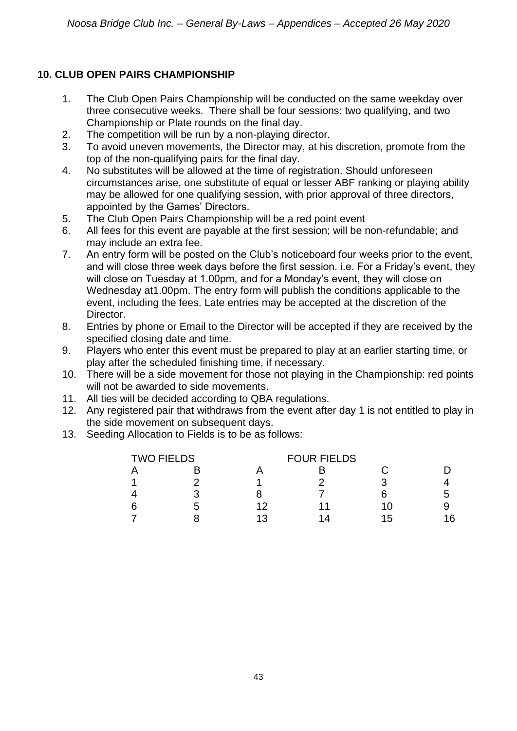## 10. CLUB OPEN PAIRS CHAMPIONSHIP

1. The Club Open Pairs Championship will be conducted on the same weekday over three consecutive weeks. There shall be four sessions: two qualifying, and two Championship or Plate rounds on the final day.
2. The competition will be run by a non-playing director.
3. To avoid uneven movements, the Director may, at his discretion, promote from the top of the non-qualifying pairs for the final day.
4. No substitutes will be allowed at the time of registration. Should unforeseen circumstances arise, one substitute of equal or lesser ABF ranking or playing ability may be allowed for one qualifying session, with prior approval of three directors, appointed by the Games' Directors.
5. The Club Open Pairs Championship will be a red point event
6. All fees for this event are payable at the first session; will be non-refundable; and may include an extra fee.
7. An entry form will be posted on the Club's noticeboard four weeks prior to the event, and will close three week days before the first session. i.e. For a Friday's event, they will close on Tuesday at 1.00pm, and for a Monday's event, they will close on Wednesday at1.00pm. The entry form will publish the conditions applicable to the event, including the fees. Late entries may be accepted at the discretion of the Director.
8. Entries by phone or Email to the Director will be accepted if they are received by the specified closing date and time.
9. Players who enter this event must be prepared to play at an earlier starting time, or play after the scheduled finishing time, if necessary.
10. There will be a side movement for those not playing in the Championship: red points will not be awarded to side movements.
11. All ties will be decided according to QBA regulations.
12. Any registered pair that withdraws from the event after day 1 is not entitled to play in the side movement on subsequent days.
13. Seeding Allocation to Fields is to be as follows:

| TWO FIELDS | | FOUR FIELDS | | | |
|---|---|---|---|---|---|
| A | B | A | B | C | D |
| 1 | 2 | 1 | 2 | 3 | 4 |
| 4 | 3 | 8 | 7 | 6 | 5 |
| 6 | 5 | 12 | 11 | 10 | 9 |
| 7 | 8 | 13 | 14 | 15 | 16 |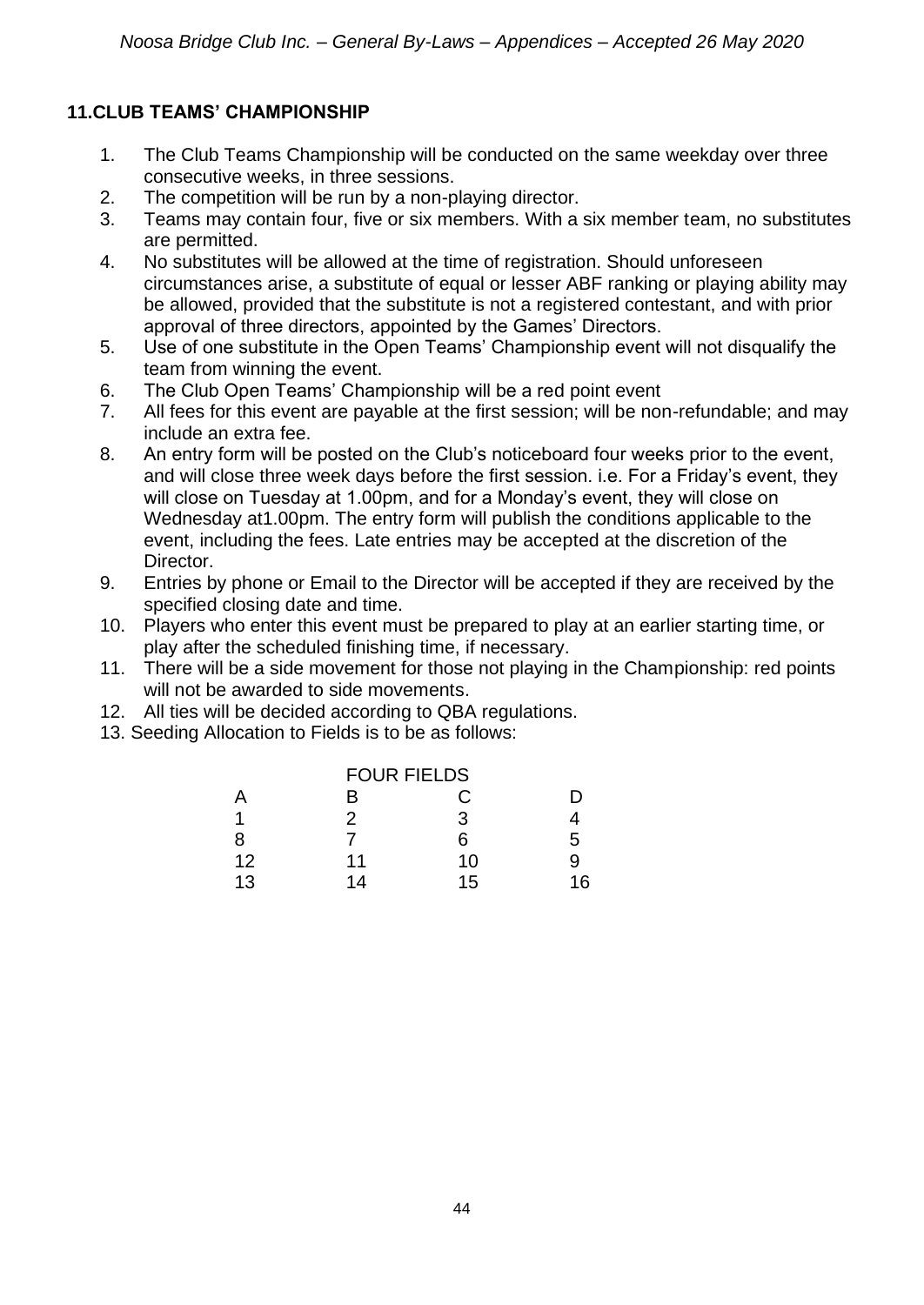## 11. CLUB TEAMS' CHAMPIONSHIP

1. The Club Teams Championship will be conducted on the same weekday over three consecutive weeks, in three sessions.
2. The competition will be run by a non-playing director.
3. Teams may contain four, five or six members. With a six member team, no substitutes are permitted.
4. No substitutes will be allowed at the time of registration. Should unforeseen circumstances arise, a substitute of equal or lesser ABF ranking or playing ability may be allowed, provided that the substitute is not a registered contestant, and with prior approval of three directors, appointed by the Games' Directors.
5. Use of one substitute in the Open Teams' Championship event will not disqualify the team from winning the event.
6. The Club Open Teams' Championship will be a red point event
7. All fees for this event are payable at the first session; will be non-refundable; and may include an extra fee.
8. An entry form will be posted on the Club's noticeboard four weeks prior to the event, and will close three week days before the first session. i.e. For a Friday's event, they will close on Tuesday at 1.00pm, and for a Monday's event, they will close on Wednesday at1.00pm. The entry form will publish the conditions applicable to the event, including the fees. Late entries may be accepted at the discretion of the Director.
9. Entries by phone or Email to the Director will be accepted if they are received by the specified closing date and time.
10. Players who enter this event must be prepared to play at an earlier starting time, or play after the scheduled finishing time, if necessary.
11. There will be a side movement for those not playing in the Championship: red points will not be awarded to side movements.
12. All ties will be decided according to QBA regulations.
13. Seeding Allocation to Fields is to be as follows:

| FOUR FIELDS | | | |
|---|---|---|---|
| A | B | C | D |
| 1 | 2 | 3 | 4 |
| 8 | 7 | 6 | 5 |
| 12 | 11 | 10 | 9 |
| 13 | 14 | 15 | 16 |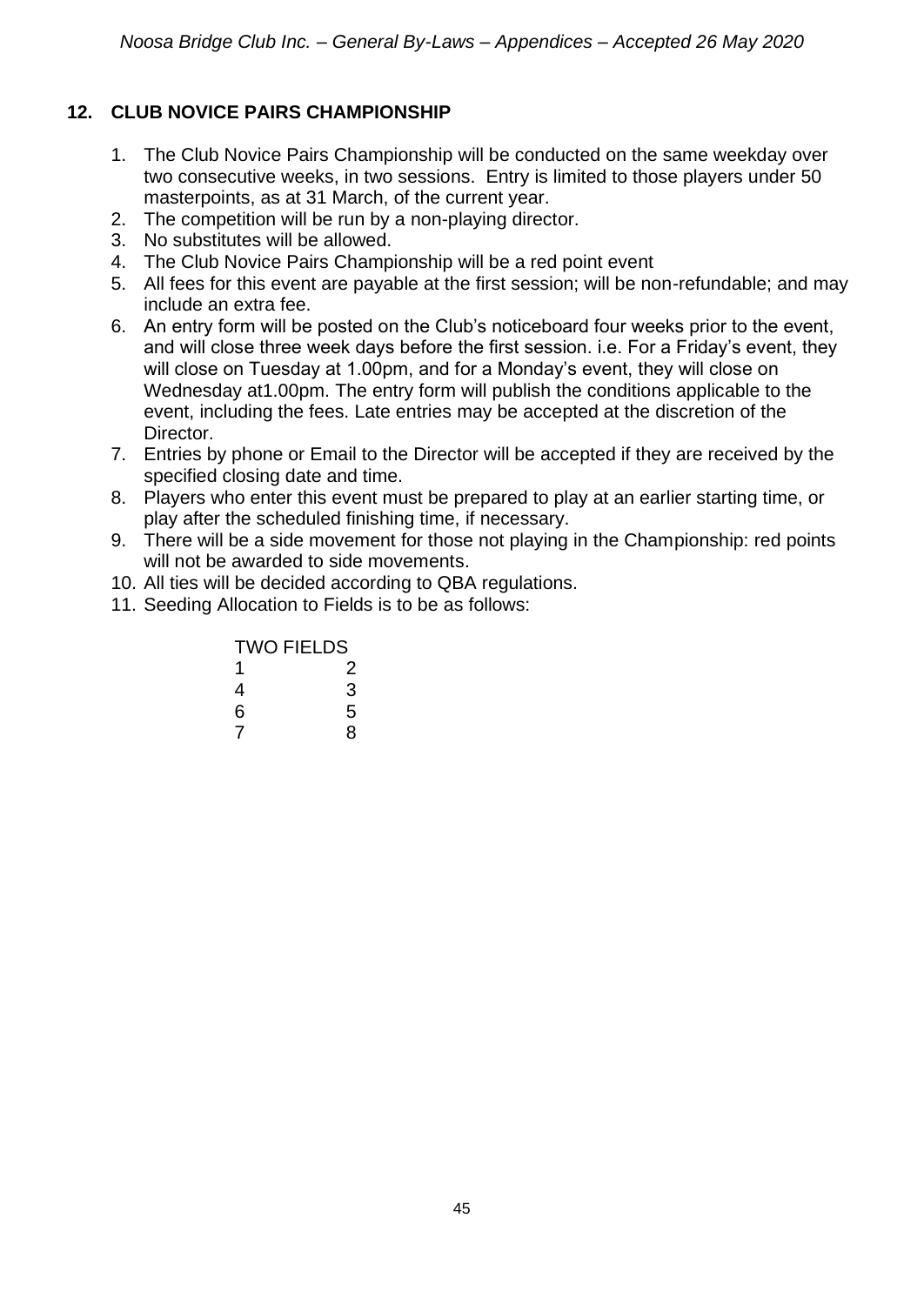## 12. CLUB NOVICE PAIRS CHAMPIONSHIP

1. The Club Novice Pairs Championship will be conducted on the same weekday over two consecutive weeks, in two sessions. Entry is limited to those players under 50 masterpoints, as at 31 March, of the current year.
2. The competition will be run by a non-playing director.
3. No substitutes will be allowed.
4. The Club Novice Pairs Championship will be a red point event
5. All fees for this event are payable at the first session; will be non-refundable; and may include an extra fee.
6. An entry form will be posted on the Club's noticeboard four weeks prior to the event, and will close three week days before the first session. i.e. For a Friday's event, they will close on Tuesday at 1.00pm, and for a Monday's event, they will close on Wednesday at1.00pm. The entry form will publish the conditions applicable to the event, including the fees. Late entries may be accepted at the discretion of the Director.
7. Entries by phone or Email to the Director will be accepted if they are received by the specified closing date and time.
8. Players who enter this event must be prepared to play at an earlier starting time, or play after the scheduled finishing time, if necessary.
9. There will be a side movement for those not playing in the Championship: red points will not be awarded to side movements.
10. All ties will be decided according to QBA regulations.
11. Seeding Allocation to Fields is to be as follows:

| TWO FIELDS | |
|---|---|
| 1 | 2 |
| 4 | 3 |
| 6 | 5 |
| 7 | 8 |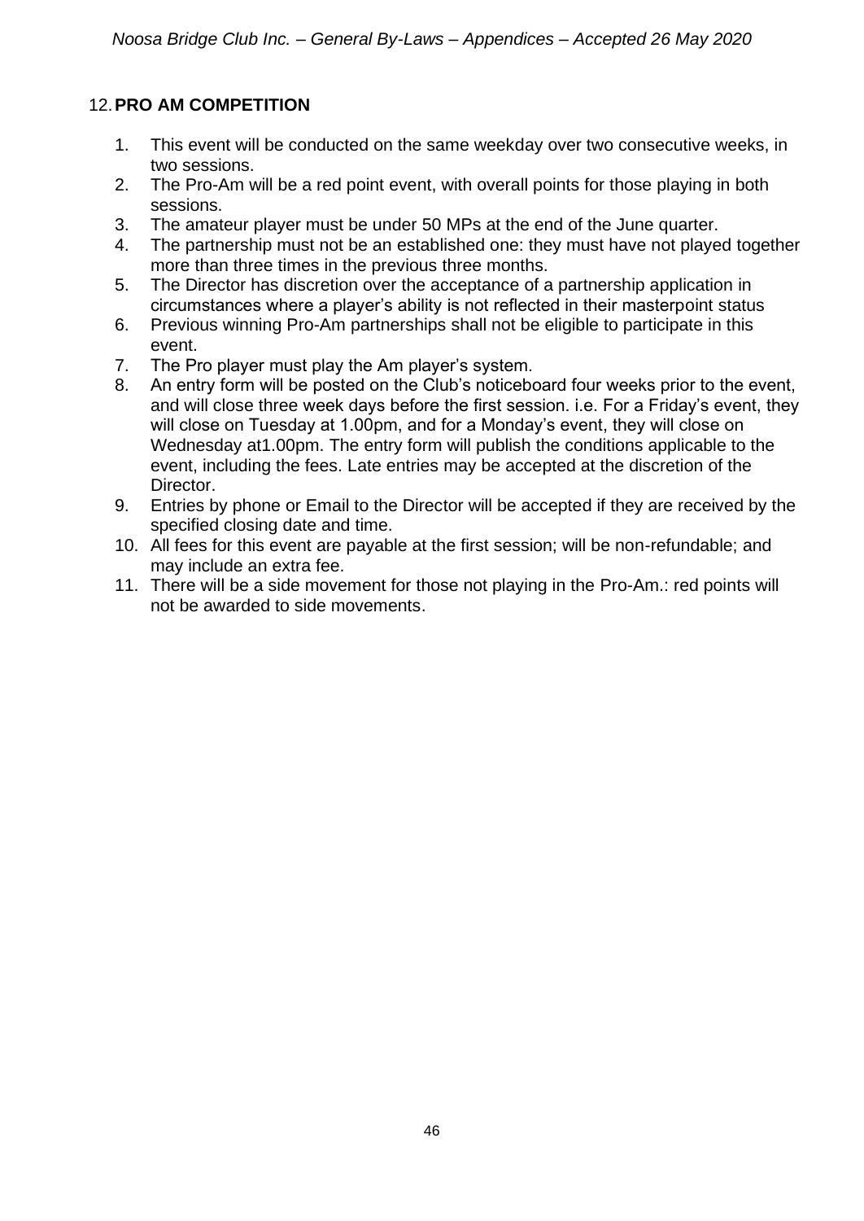## 12. PRO AM COMPETITION

1. This event will be conducted on the same weekday over two consecutive weeks, in two sessions.
2. The Pro-Am will be a red point event, with overall points for those playing in both sessions.
3. The amateur player must be under 50 MPs at the end of the June quarter.
4. The partnership must not be an established one: they must have not played together more than three times in the previous three months.
5. The Director has discretion over the acceptance of a partnership application in circumstances where a player's ability is not reflected in their masterpoint status
6. Previous winning Pro-Am partnerships shall not be eligible to participate in this event.
7. The Pro player must play the Am player's system.
8. An entry form will be posted on the Club's noticeboard four weeks prior to the event, and will close three week days before the first session. i.e. For a Friday's event, they will close on Tuesday at 1.00pm, and for a Monday's event, they will close on Wednesday at1.00pm. The entry form will publish the conditions applicable to the event, including the fees. Late entries may be accepted at the discretion of the Director.
9. Entries by phone or Email to the Director will be accepted if they are received by the specified closing date and time.
10. All fees for this event are payable at the first session; will be non-refundable; and may include an extra fee.
11. There will be a side movement for those not playing in the Pro-Am.: red points will not be awarded to side movements.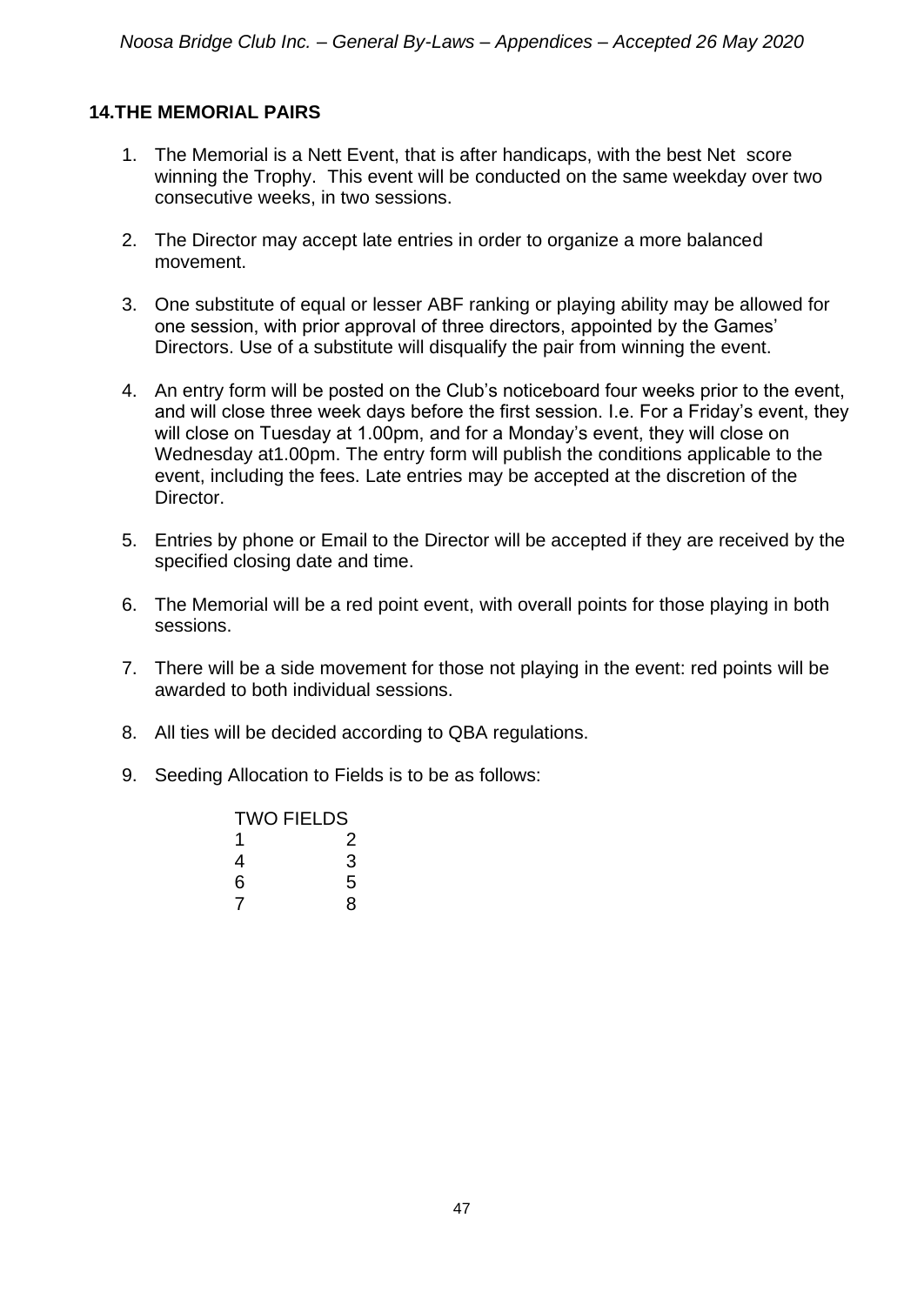## 14. THE MEMORIAL PAIRS

1. The Memorial is a Nett Event, that is after handicaps, with the best Net score winning the Trophy. This event will be conducted on the same weekday over two consecutive weeks, in two sessions.

2. The Director may accept late entries in order to organize a more balanced movement.

3. One substitute of equal or lesser ABF ranking or playing ability may be allowed for one session, with prior approval of three directors, appointed by the Games' Directors. Use of a substitute will disqualify the pair from winning the event.

4. An entry form will be posted on the Club's noticeboard four weeks prior to the event, and will close three week days before the first session. I.e. For a Friday's event, they will close on Tuesday at 1.00pm, and for a Monday's event, they will close on Wednesday at1.00pm. The entry form will publish the conditions applicable to the event, including the fees. Late entries may be accepted at the discretion of the Director.

5. Entries by phone or Email to the Director will be accepted if they are received by the specified closing date and time.

6. The Memorial will be a red point event, with overall points for those playing in both sessions.

7. There will be a side movement for those not playing in the event: red points will be awarded to both individual sessions.

8. All ties will be decided according to QBA regulations.

9. Seeding Allocation to Fields is to be as follows:

| TWO FIELDS | |
|---|---|
| 1 | 2 |
| 4 | 3 |
| 6 | 5 |
| 7 | 8 |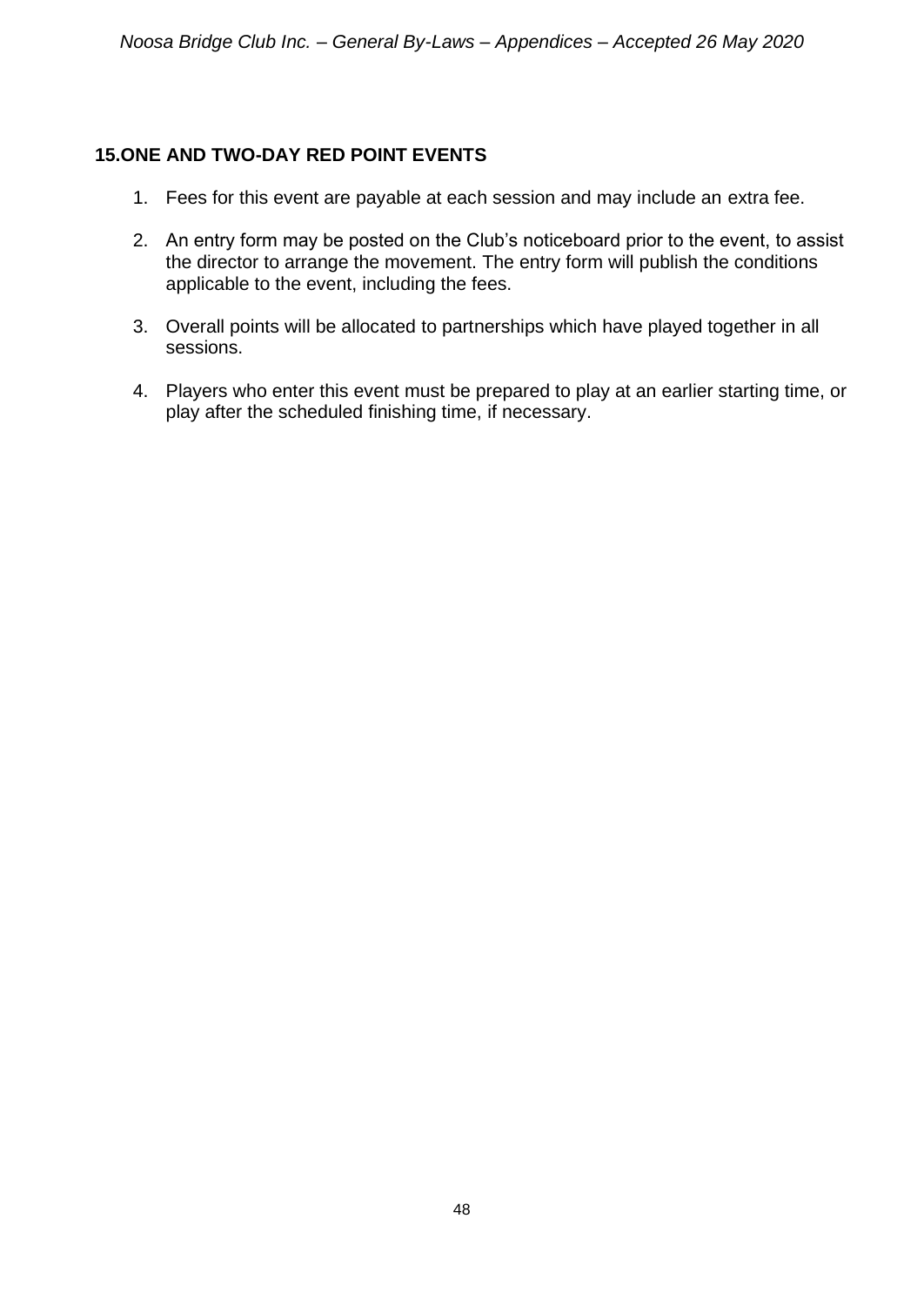## 15. ONE AND TWO-DAY RED POINT EVENTS

1. Fees for this event are payable at each session and may include an extra fee.
2. An entry form may be posted on the Club's noticeboard prior to the event, to assist the director to arrange the movement. The entry form will publish the conditions applicable to the event, including the fees.
3. Overall points will be allocated to partnerships which have played together in all sessions.
4. Players who enter this event must be prepared to play at an earlier starting time, or play after the scheduled finishing time, if necessary.